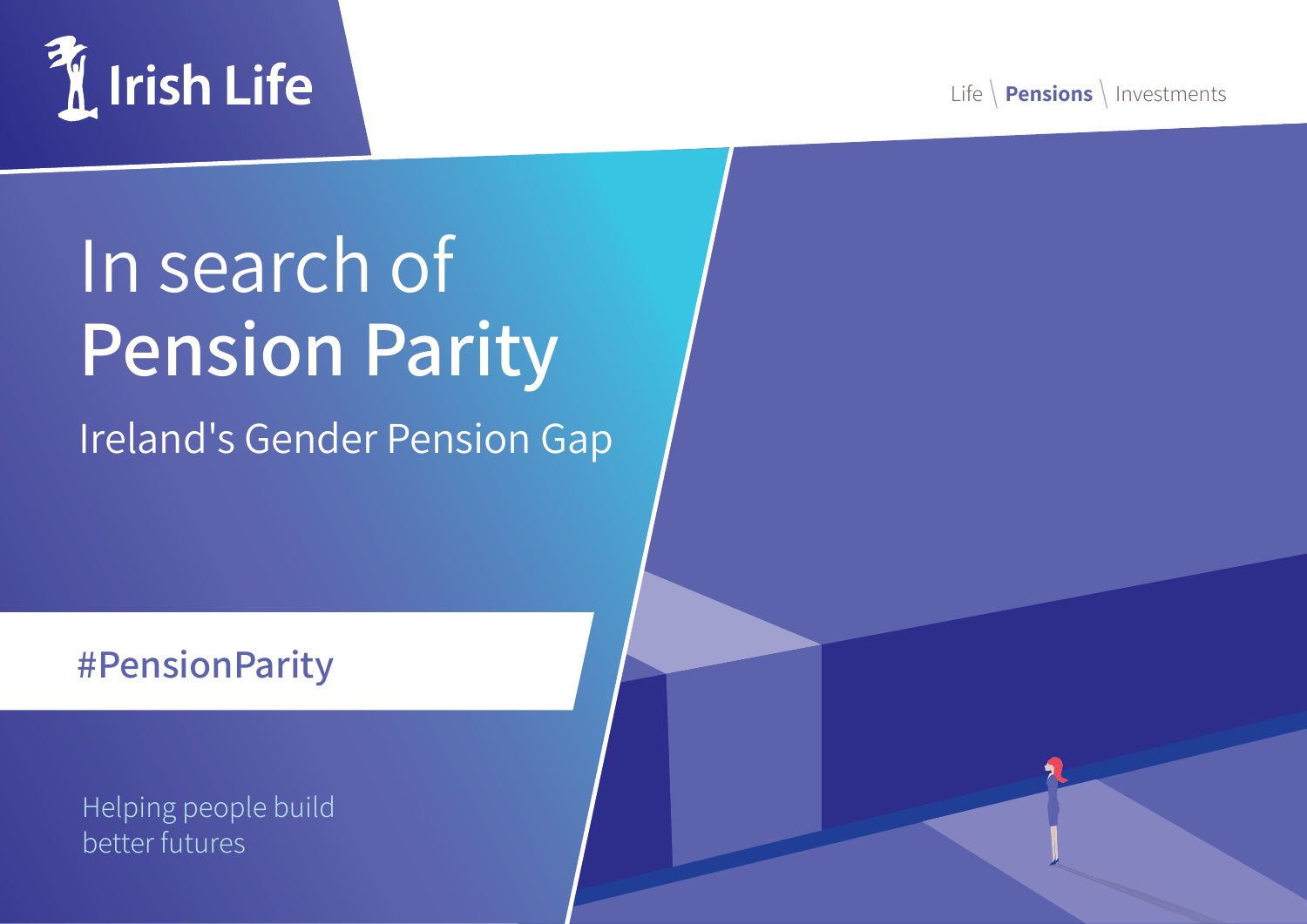Irish Life

Life \ **Pensions** \ Investments

# In search of **Pension Parity**

## Ireland's Gender Pension Gap

#PensionParity

Helping people build better futures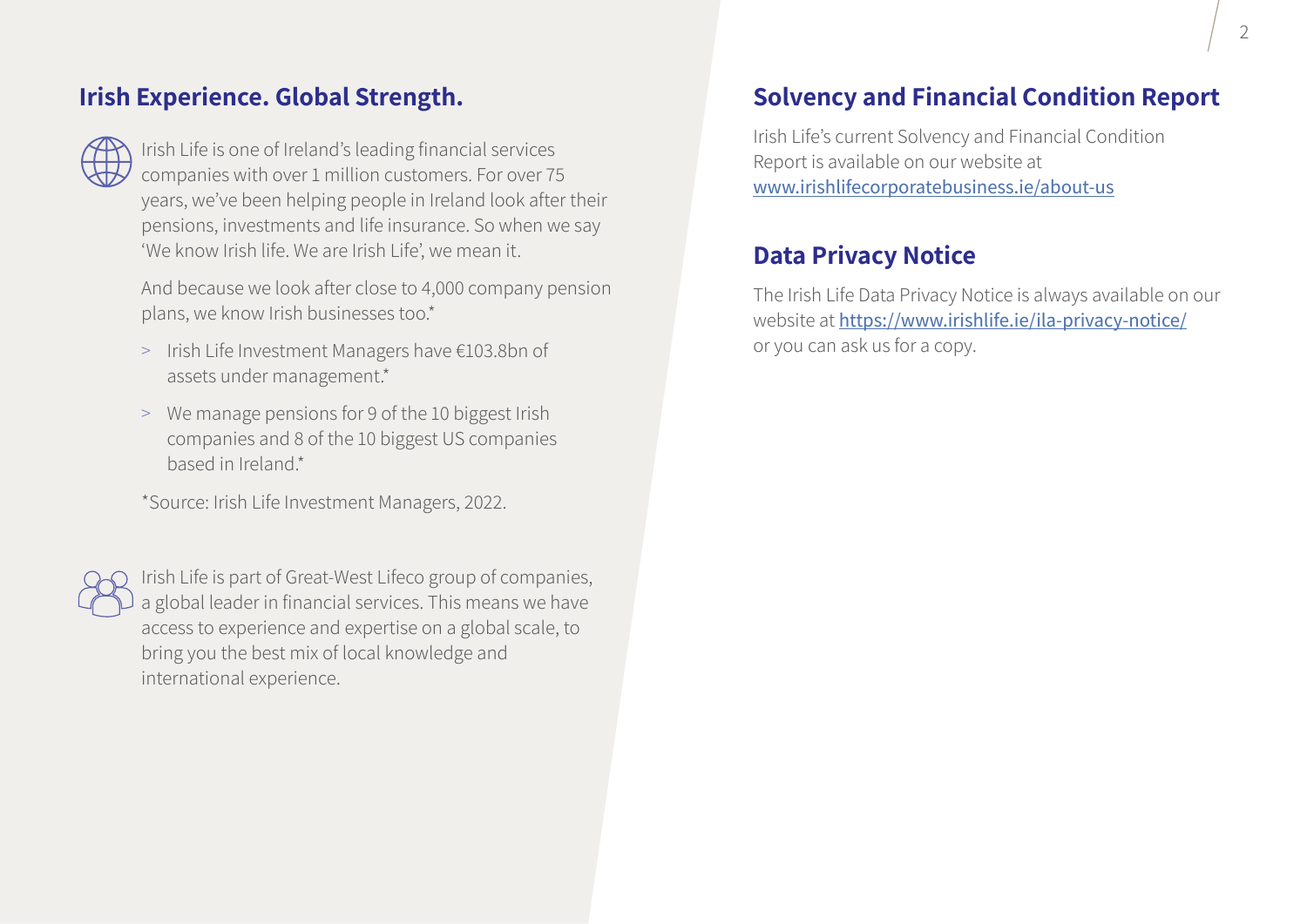## Irish Experience. Global Strength.

Irish Life is one of Ireland's leading financial services companies with over 1 million customers. For over 75 years, we've been helping people in Ireland look after their pensions, investments and life insurance. So when we say 'We know Irish life. We are Irish Life', we mean it.

And because we look after close to 4,000 company pension plans, we know Irish businesses too.*

> Irish Life Investment Managers have €103.8bn of assets under management.*

> We manage pensions for 9 of the 10 biggest Irish companies and 8 of the 10 biggest US companies based in Ireland.*

*Source: Irish Life Investment Managers, 2022.

Irish Life is part of Great-West Lifeco group of companies, a global leader in financial services. This means we have access to experience and expertise on a global scale, to bring you the best mix of local knowledge and international experience.

## Solvency and Financial Condition Report

Irish Life's current Solvency and Financial Condition Report is available on our website at www.irishlifecorporatebusiness.ie/about-us

## Data Privacy Notice

The Irish Life Data Privacy Notice is always available on our website at https://www.irishlife.ie/ila-privacy-notice/ or you can ask us for a copy.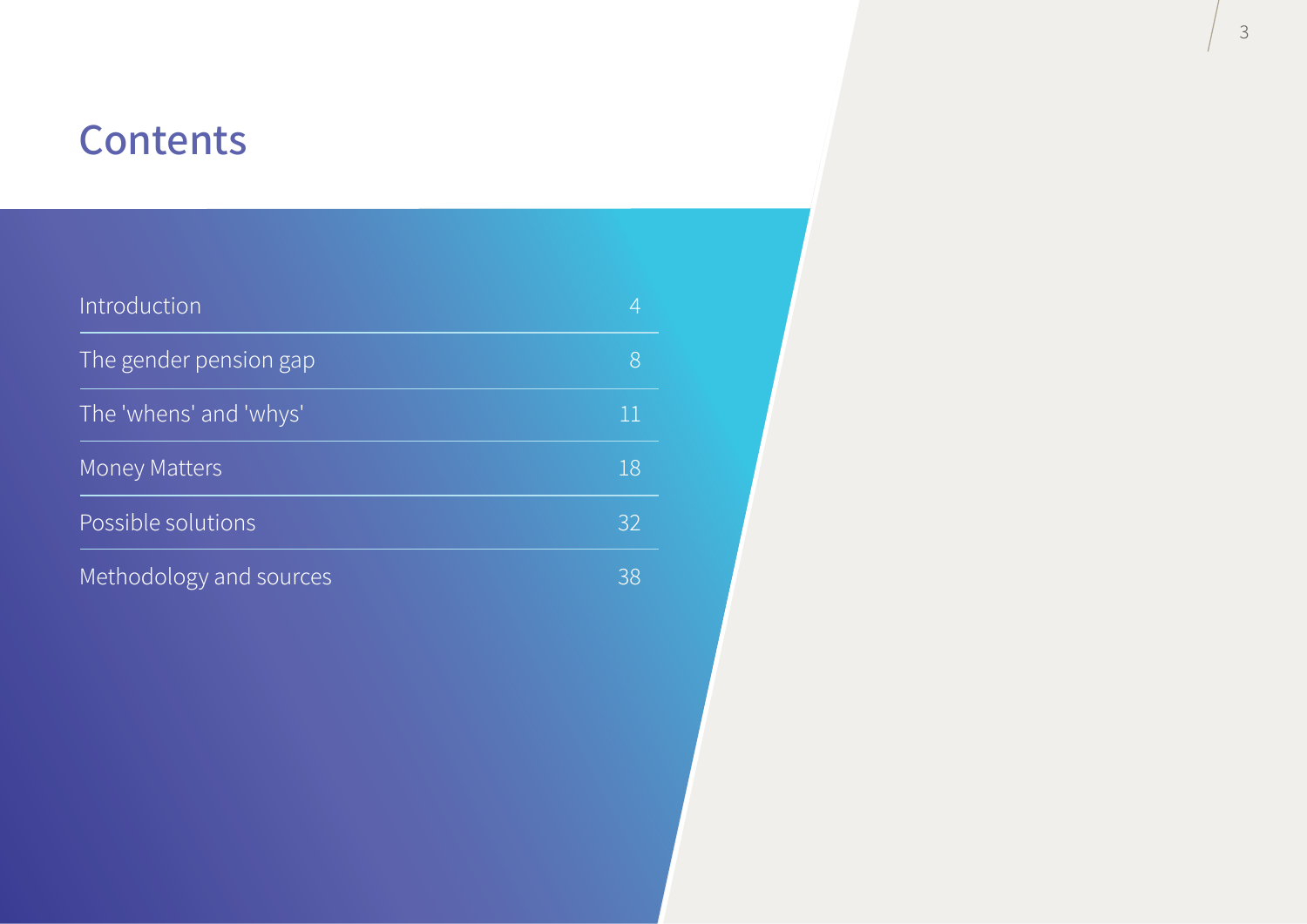# Contents

| | |
|---|---|
| Introduction | 4 |
| The gender pension gap | 8 |
| The 'whens' and 'whys' | 11 |
| Money Matters | 18 |
| Possible solutions | 32 |
| Methodology and sources | 38 |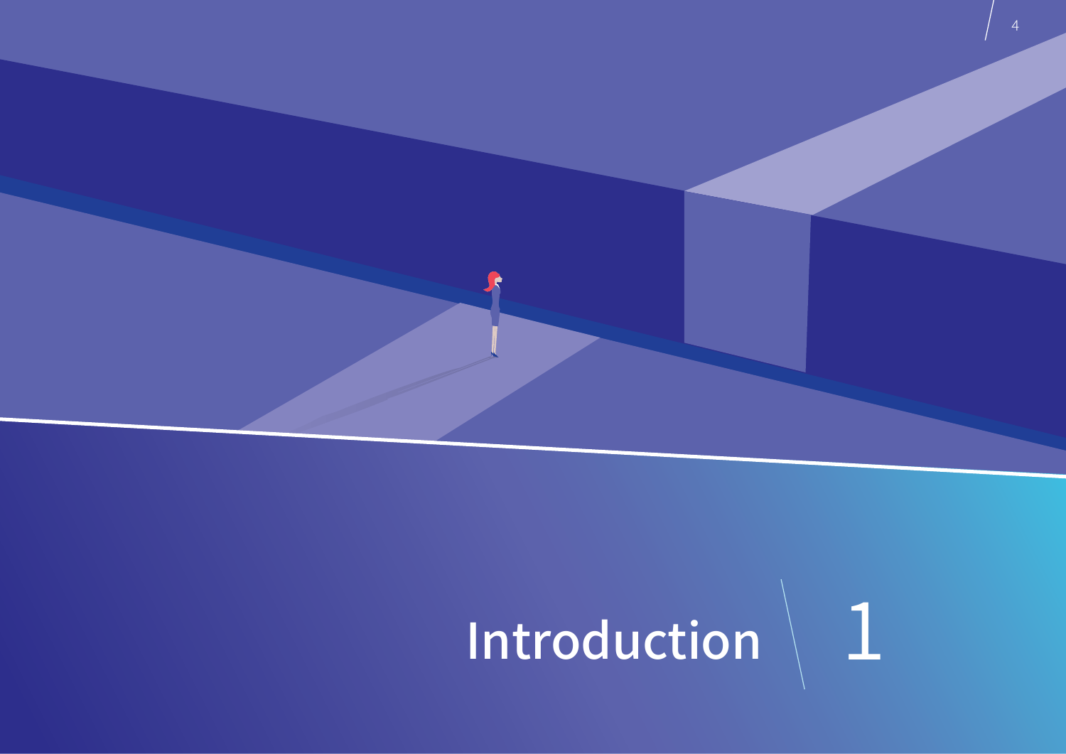# Introduction 1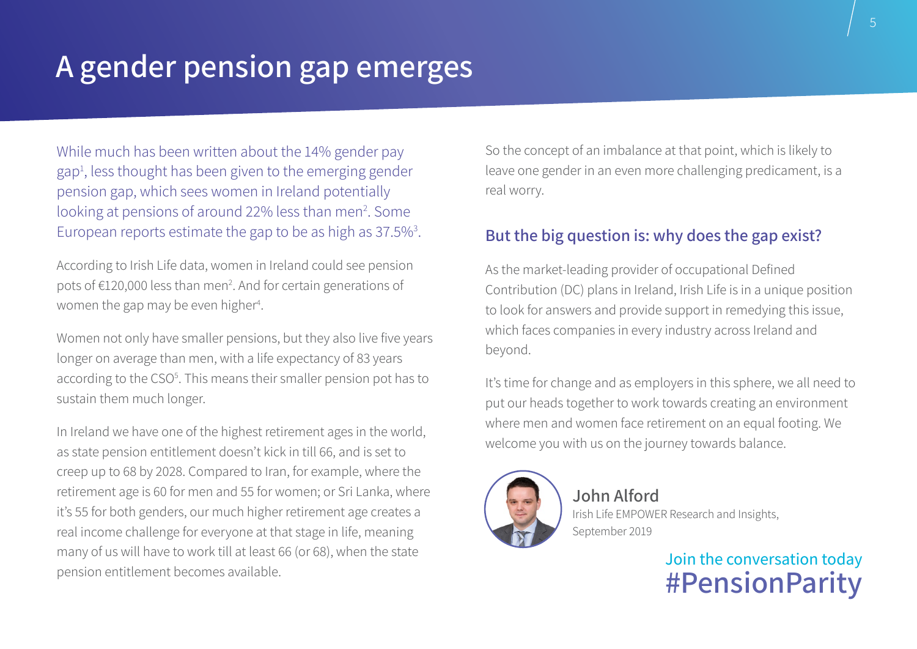# A gender pension gap emerges

While much has been written about the 14% gender pay gap[1], less thought has been given to the emerging gender pension gap, which sees women in Ireland potentially looking at pensions of around 22% less than men[2]. Some European reports estimate the gap to be as high as 37.5%[3].

According to Irish Life data, women in Ireland could see pension pots of €120,000 less than men[2]. And for certain generations of women the gap may be even higher[4].

Women not only have smaller pensions, but they also live five years longer on average than men, with a life expectancy of 83 years according to the CSO[5]. This means their smaller pension pot has to sustain them much longer.

In Ireland we have one of the highest retirement ages in the world, as state pension entitlement doesn't kick in till 66, and is set to creep up to 68 by 2028. Compared to Iran, for example, where the retirement age is 60 for men and 55 for women; or Sri Lanka, where it's 55 for both genders, our much higher retirement age creates a real income challenge for everyone at that stage in life, meaning many of us will have to work till at least 66 (or 68), when the state pension entitlement becomes available.

So the concept of an imbalance at that point, which is likely to leave one gender in an even more challenging predicament, is a real worry.

## But the big question is: why does the gap exist?

As the market-leading provider of occupational Defined Contribution (DC) plans in Ireland, Irish Life is in a unique position to look for answers and provide support in remedying this issue, which faces companies in every industry across Ireland and beyond.

It's time for change and as employers in this sphere, we all need to put our heads together to work towards creating an environment where men and women face retirement on an equal footing. We welcome you with us on the journey towards balance.

**John Alford**
Irish Life EMPOWER Research and Insights,
September 2019

Join the conversation today
#PensionParity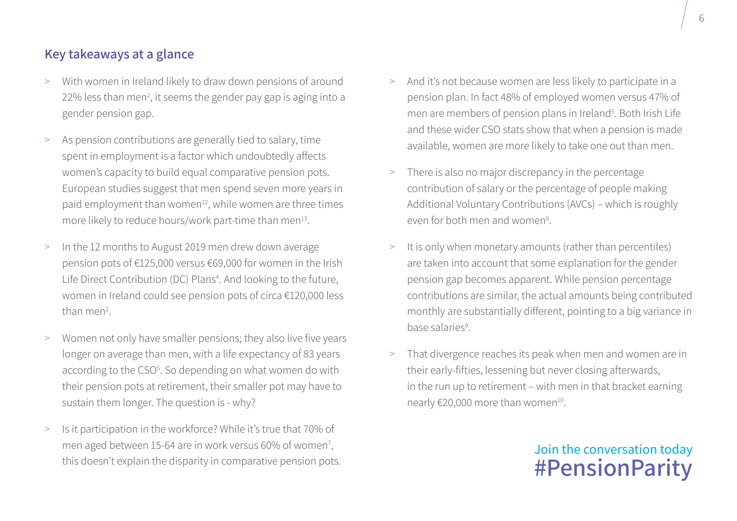## Key takeaways at a glance

- With women in Ireland likely to draw down pensions of around 22% less than men[2], it seems the gender pay gap is aging into a gender pension gap.
- As pension contributions are generally tied to salary, time spent in employment is a factor which undoubtedly affects women's capacity to build equal comparative pension pots. European studies suggest that men spend seven more years in paid employment than women[12], while women are three times more likely to reduce hours/work part-time than men[13].
- In the 12 months to August 2019 men drew down average pension pots of €125,000 versus €69,000 for women in the Irish Life Direct Contribution (DC) Plans[4]. And looking to the future, women in Ireland could see pension pots of circa €120,000 less than men[2].
- Women not only have smaller pensions; they also live five years longer on average than men, with a life expectancy of 83 years according to the CSO[5]. So depending on what women do with their pension pots at retirement, their smaller pot may have to sustain them longer. The question is - why?
- Is it participation in the workforce? While it's true that 70% of men aged between 15-64 are in work versus 60% of women[7], this doesn't explain the disparity in comparative pension pots.
- And it's not because women are less likely to participate in a pension plan. In fact 48% of employed women versus 47% of men are members of pension plans in Ireland[6]. Both Irish Life and these wider CSO stats show that when a pension is made available, women are more likely to take one out than men.
- There is also no major discrepancy in the percentage contribution of salary or the percentage of people making Additional Voluntary Contributions (AVCs) – which is roughly even for both men and women[8].
- It is only when monetary amounts (rather than percentiles) are taken into account that some explanation for the gender pension gap becomes apparent. While pension percentage contributions are similar, the actual amounts being contributed monthly are substantially different, pointing to a big variance in base salaries[9].
- That divergence reaches its peak when men and women are in their early-fifties, lessening but never closing afterwards, in the run up to retirement – with men in that bracket earning nearly €20,000 more than women[10].

Join the conversation today
#PensionParity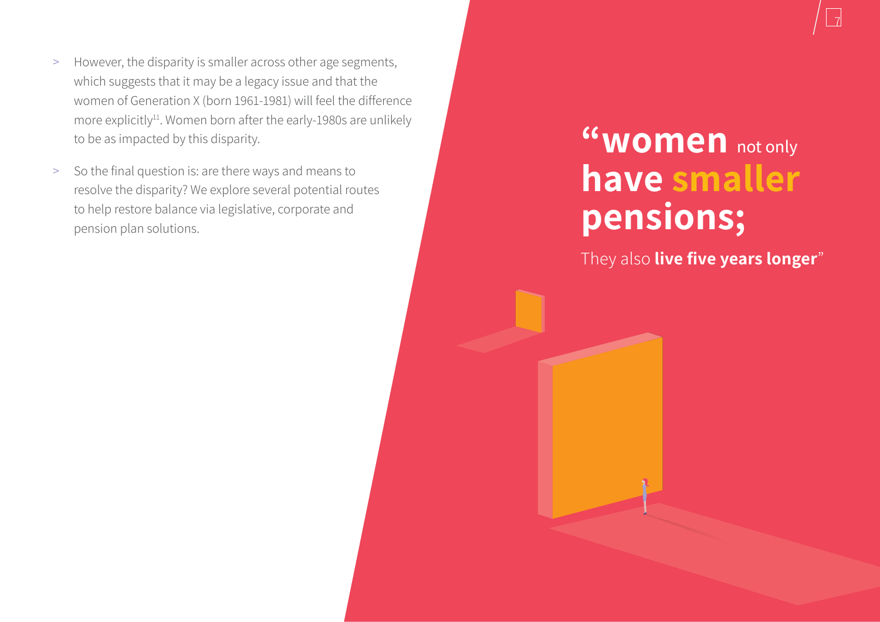- However, the disparity is smaller across other age segments, which suggests that it may be a legacy issue and that the women of Generation X (born 1961-1981) will feel the difference more explicitly[11]. Women born after the early-1980s are unlikely to be as impacted by this disparity.
- So the final question is: are there ways and means to resolve the disparity? We explore several potential routes to help restore balance via legislative, corporate and pension plan solutions.

> **"women** not only **have smaller pensions;**
>
> They also **live five years longer**"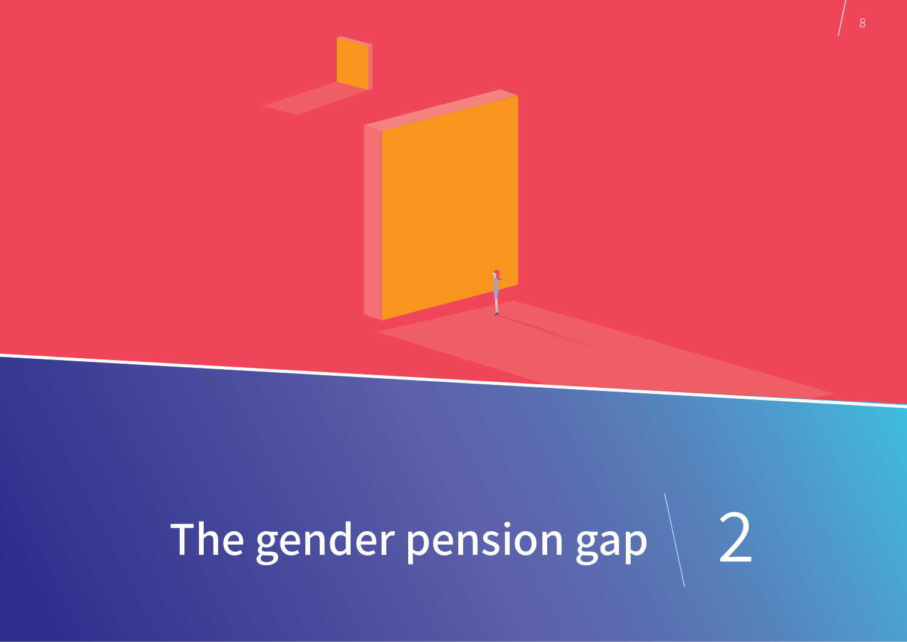# The gender pension gap 2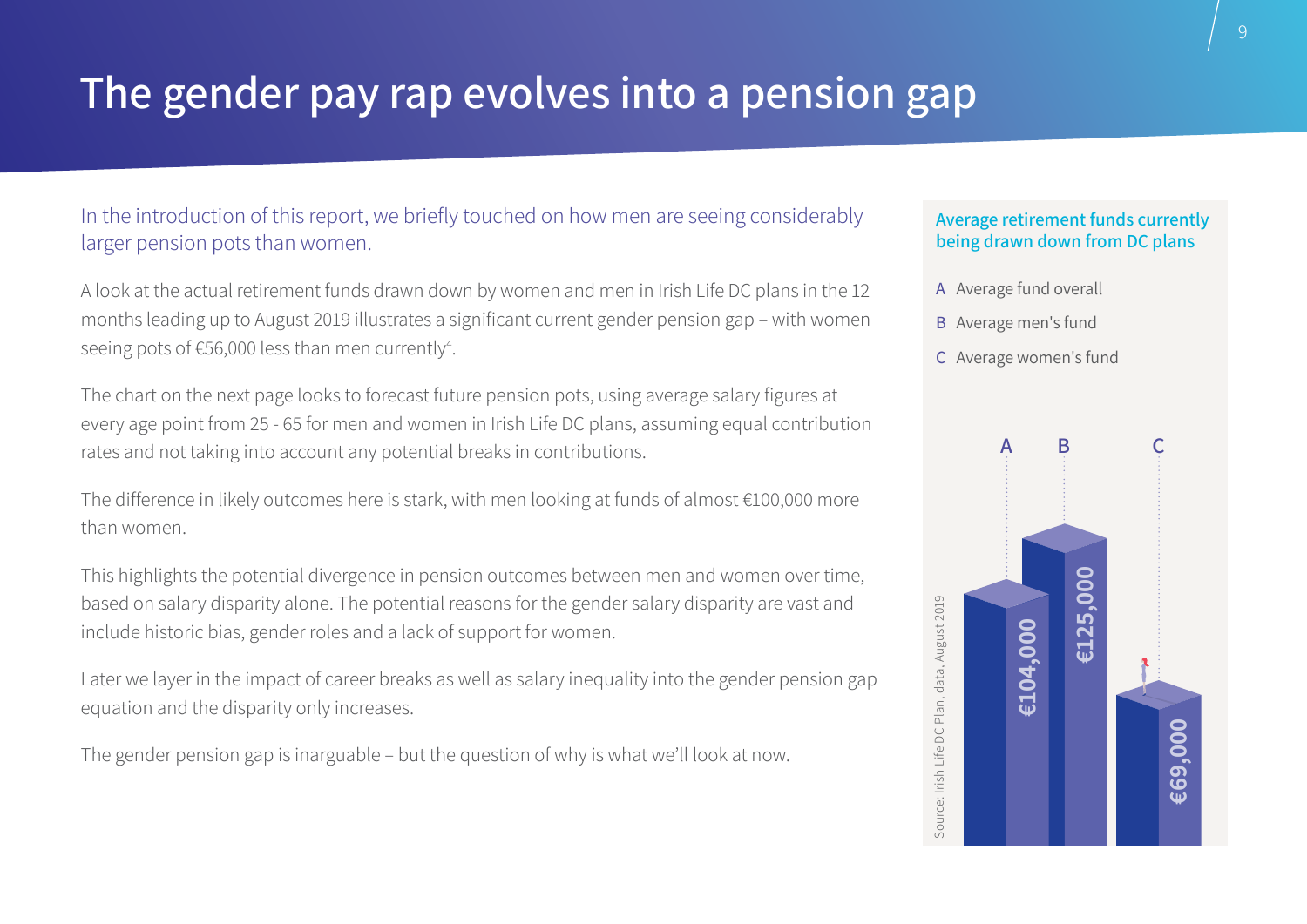# The gender pay rap evolves into a pension gap

In the introduction of this report, we briefly touched on how men are seeing considerably larger pension pots than women.

A look at the actual retirement funds drawn down by women and men in Irish Life DC plans in the 12 months leading up to August 2019 illustrates a significant current gender pension gap – with women seeing pots of €56,000 less than men currently[4].

The chart on the next page looks to forecast future pension pots, using average salary figures at every age point from 25 - 65 for men and women in Irish Life DC plans, assuming equal contribution rates and not taking into account any potential breaks in contributions.

The difference in likely outcomes here is stark, with men looking at funds of almost €100,000 more than women.

This highlights the potential divergence in pension outcomes between men and women over time, based on salary disparity alone. The potential reasons for the gender salary disparity are vast and include historic bias, gender roles and a lack of support for women.

Later we layer in the impact of career breaks as well as salary inequality into the gender pension gap equation and the disparity only increases.

The gender pension gap is inarguable – but the question of why is what we'll look at now.

**Average retirement funds currently being drawn down from DC plans**

- A Average fund overall
- B Average men's fund
- C Average women's fund

| | Fund |
|---|---|
| A | €104,000 |
| B | €125,000 |
| C | €69,000 |

Source: Irish Life DC Plan, data, August 2019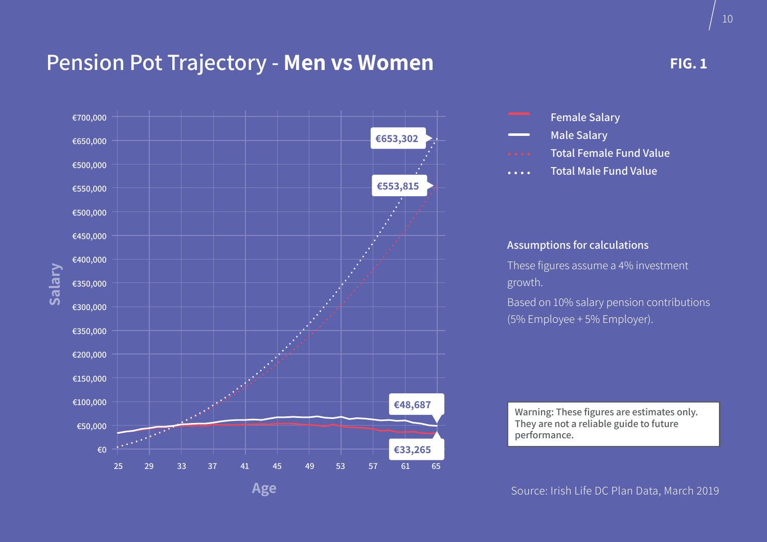# Pension Pot Trajectory - **Men vs Women**

**FIG. 1**

Salary

€700,000
€650,000
€500,000
€550,000
€500,000
€450,000
€400,000
€350,000
€300,000
€350,000
€200,000
€150,000
€100,000
€50,000
€0

Age

25 29 33 37 41 45 49 53 57 61 65

€653,302

€553,815

€48,687

€33,265

- Female Salary
- Male Salary
- Total Female Fund Value
- Total Male Fund Value

### Assumptions for calculations

These figures assume a 4% investment growth.

Based on 10% salary pension contributions (5% Employee + 5% Employer).

> Warning: These figures are estimates only. They are not a reliable guide to future performance.

Source: Irish Life DC Plan Data, March 2019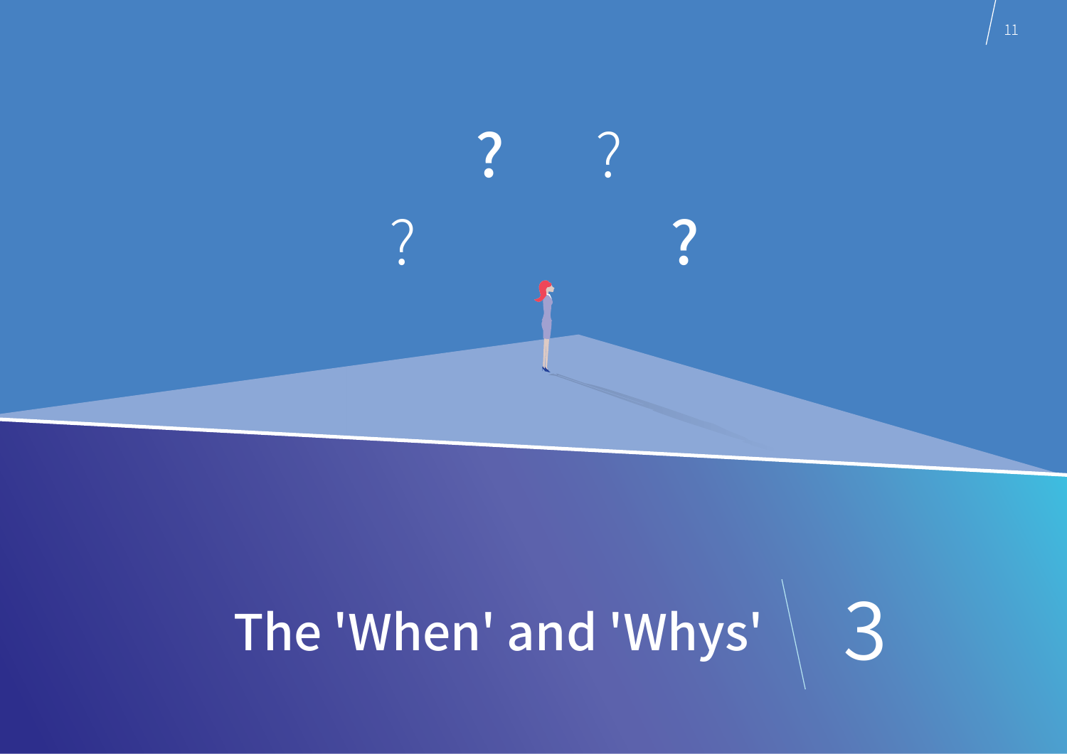# The 'When' and 'Whys' 3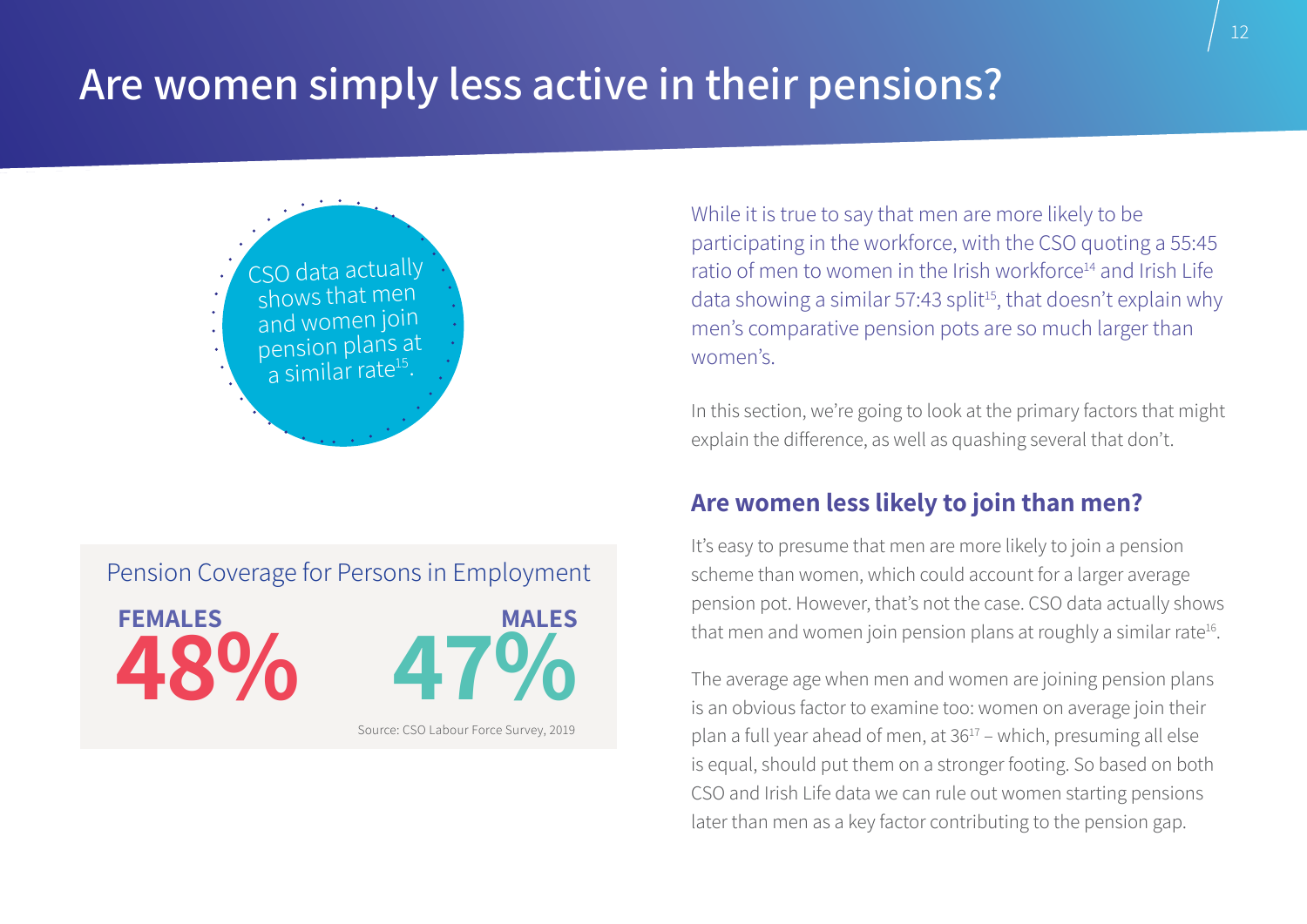# Are women simply less active in their pensions?

CSO data actually shows that men and women join pension plans at a similar rate[15].

Pension Coverage for Persons in Employment

| FEMALES | MALES |
| --- | --- |
| 48% | 47% |

Source: CSO Labour Force Survey, 2019

While it is true to say that men are more likely to be participating in the workforce, with the CSO quoting a 55:45 ratio of men to women in the Irish workforce[14] and Irish Life data showing a similar 57:43 split[15], that doesn't explain why men's comparative pension pots are so much larger than women's.

In this section, we're going to look at the primary factors that might explain the difference, as well as quashing several that don't.

## Are women less likely to join than men?

It's easy to presume that men are more likely to join a pension scheme than women, which could account for a larger average pension pot. However, that's not the case. CSO data actually shows that men and women join pension plans at roughly a similar rate[16].

The average age when men and women are joining pension plans is an obvious factor to examine too: women on average join their plan a full year ahead of men, at 36[17] – which, presuming all else is equal, should put them on a stronger footing. So based on both CSO and Irish Life data we can rule out women starting pensions later than men as a key factor contributing to the pension gap.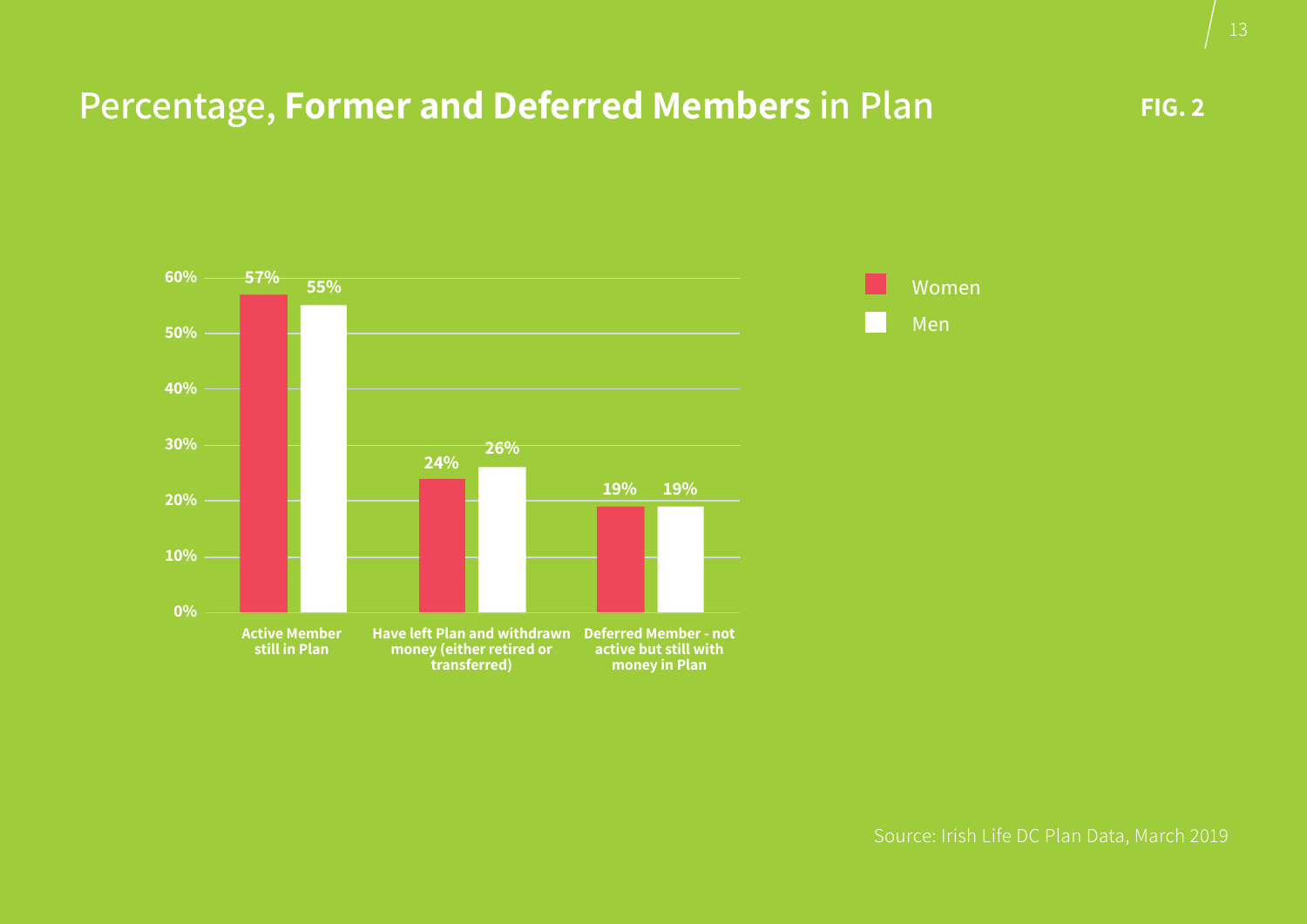## Percentage, **Former and Deferred Members** in Plan

**FIG. 2**

| | Women | Men |
|---|---|---|
| Active Member still in Plan | 57% | 55% |
| Have left Plan and withdrawn money (either retired or transferred) | 24% | 26% |
| Deferred Member - not active but still with money in Plan | 19% | 19% |

Source: Irish Life DC Plan Data, March 2019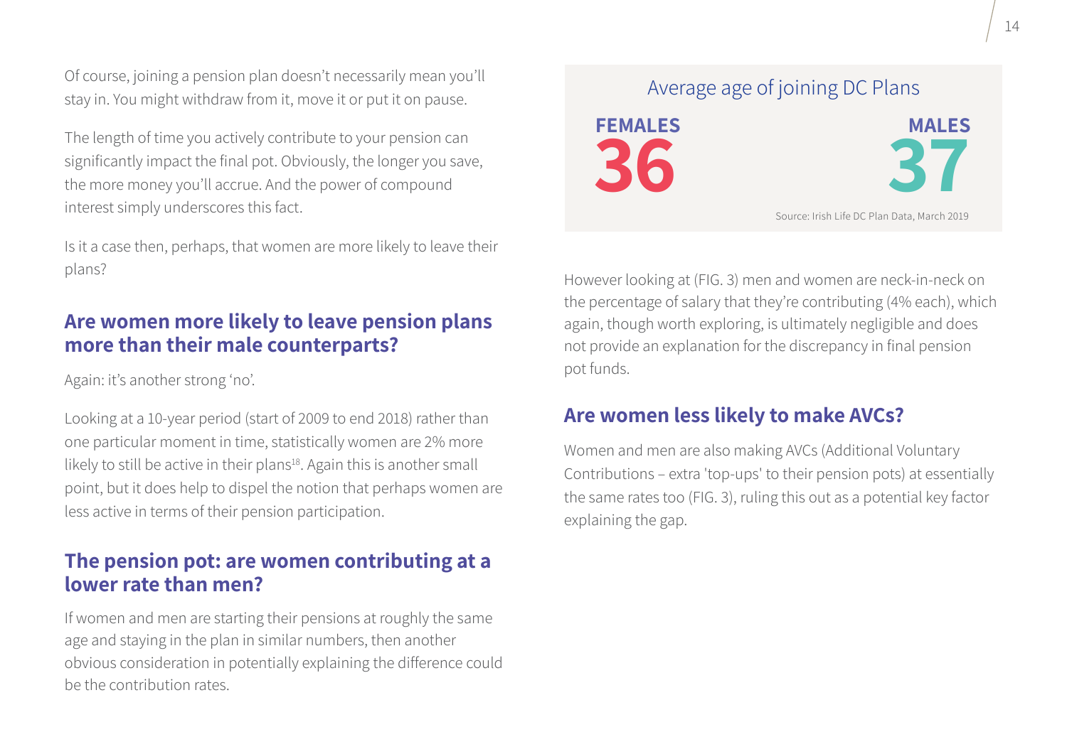Of course, joining a pension plan doesn't necessarily mean you'll stay in. You might withdraw from it, move it or put it on pause.

The length of time you actively contribute to your pension can significantly impact the final pot. Obviously, the longer you save, the more money you'll accrue. And the power of compound interest simply underscores this fact.

Is it a case then, perhaps, that women are more likely to leave their plans?

## Are women more likely to leave pension plans more than their male counterparts?

Again: it's another strong 'no'.

Looking at a 10-year period (start of 2009 to end 2018) rather than one particular moment in time, statistically women are 2% more likely to still be active in their plans[18]. Again this is another small point, but it does help to dispel the notion that perhaps women are less active in terms of their pension participation.

## The pension pot: are women contributing at a lower rate than men?

If women and men are starting their pensions at roughly the same age and staying in the plan in similar numbers, then another obvious consideration in potentially explaining the difference could be the contribution rates.

**Average age of joining DC Plans**

| FEMALES | MALES |
|---|---|
| 36 | 37 |

Source: Irish Life DC Plan Data, March 2019

However looking at (FIG. 3) men and women are neck-in-neck on the percentage of salary that they're contributing (4% each), which again, though worth exploring, is ultimately negligible and does not provide an explanation for the discrepancy in final pension pot funds.

## Are women less likely to make AVCs?

Women and men are also making AVCs (Additional Voluntary Contributions – extra 'top-ups' to their pension pots) at essentially the same rates too (FIG. 3), ruling this out as a potential key factor explaining the gap.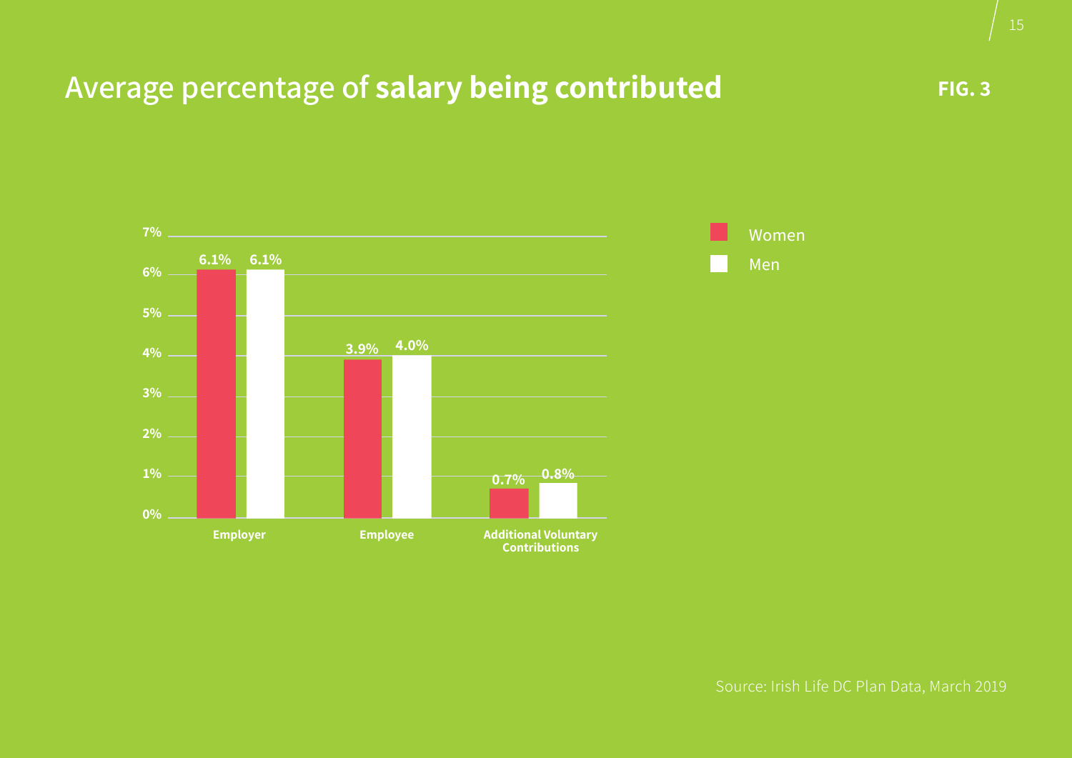## Average percentage of **salary being contributed**

**FIG. 3**

| | Women | Men |
|---|---|---|
| Employer | 6.1% | 6.1% |
| Employee | 3.9% | 4.0% |
| Additional Voluntary Contributions | 0.7% | 0.8% |

Source: Irish Life DC Plan Data, March 2019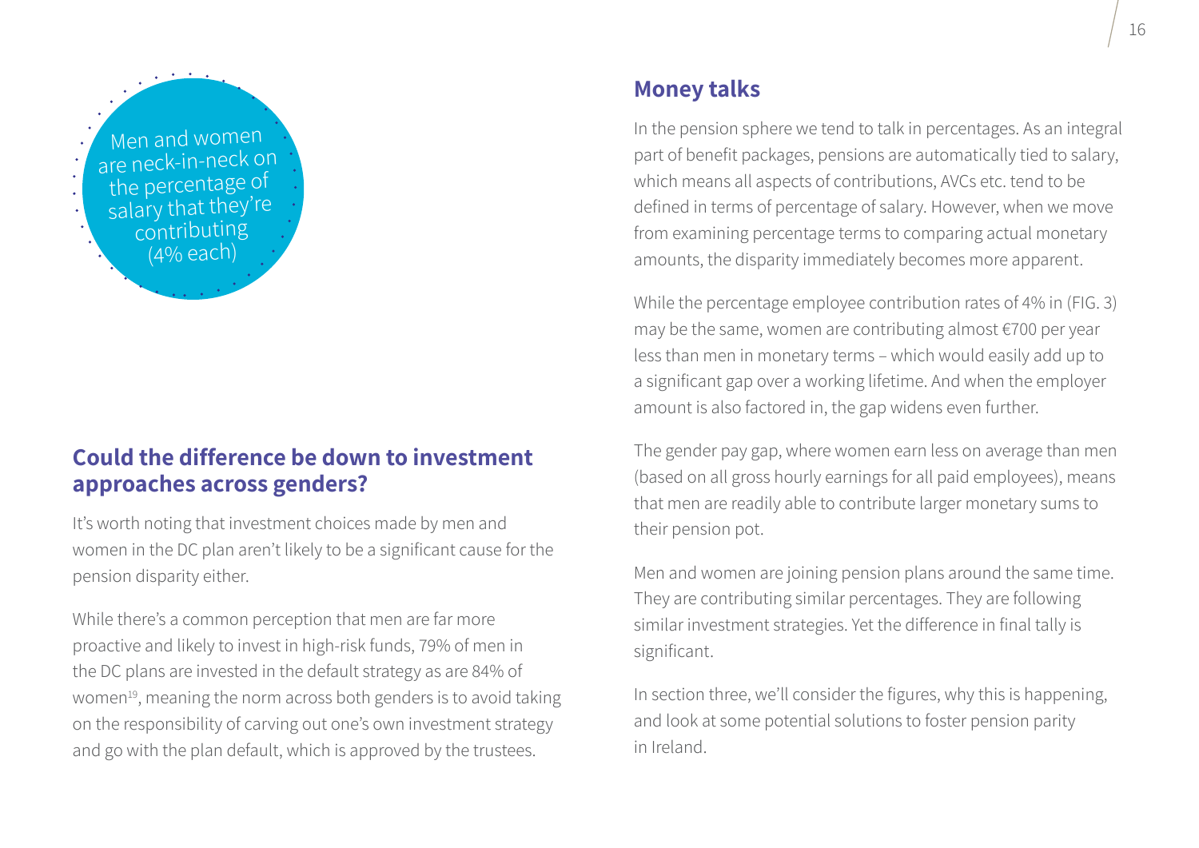Men and women are neck-in-neck on the percentage of salary that they're contributing (4% each)

## Could the difference be down to investment approaches across genders?

It's worth noting that investment choices made by men and women in the DC plan aren't likely to be a significant cause for the pension disparity either.

While there's a common perception that men are far more proactive and likely to invest in high-risk funds, 79% of men in the DC plans are invested in the default strategy as are 84% of women[19], meaning the norm across both genders is to avoid taking on the responsibility of carving out one's own investment strategy and go with the plan default, which is approved by the trustees.

## Money talks

In the pension sphere we tend to talk in percentages. As an integral part of benefit packages, pensions are automatically tied to salary, which means all aspects of contributions, AVCs etc. tend to be defined in terms of percentage of salary. However, when we move from examining percentage terms to comparing actual monetary amounts, the disparity immediately becomes more apparent.

While the percentage employee contribution rates of 4% in (FIG. 3) may be the same, women are contributing almost €700 per year less than men in monetary terms – which would easily add up to a significant gap over a working lifetime. And when the employer amount is also factored in, the gap widens even further.

The gender pay gap, where women earn less on average than men (based on all gross hourly earnings for all paid employees), means that men are readily able to contribute larger monetary sums to their pension pot.

Men and women are joining pension plans around the same time. They are contributing similar percentages. They are following similar investment strategies. Yet the difference in final tally is significant.

In section three, we'll consider the figures, why this is happening, and look at some potential solutions to foster pension parity in Ireland.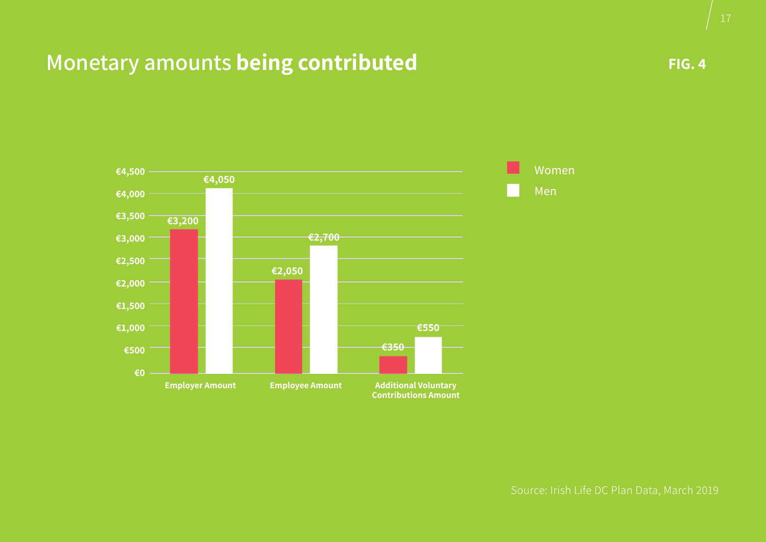## Monetary amounts **being contributed**

**FIG. 4**

| | Women | Men |
|---|---|---|
| Employer Amount | €3,200 | €4,050 |
| Employee Amount | €2,050 | €2,700 |
| Additional Voluntary Contributions Amount | €350 | €550 |

Source: Irish Life DC Plan Data, March 2019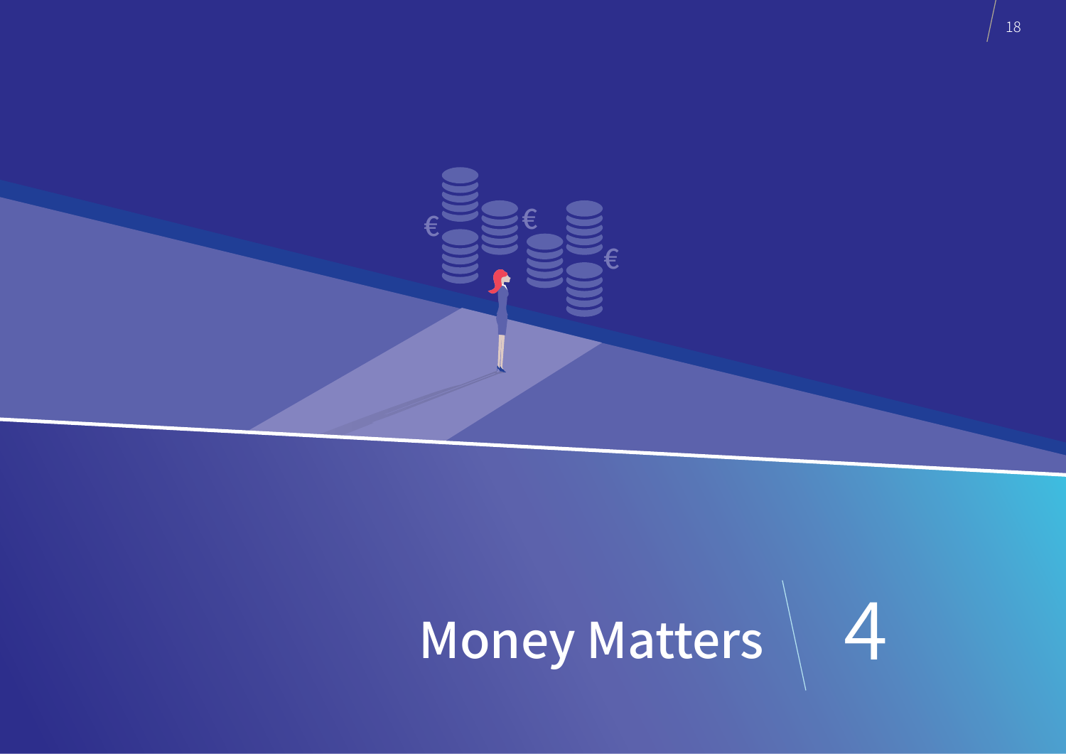# Money Matters 4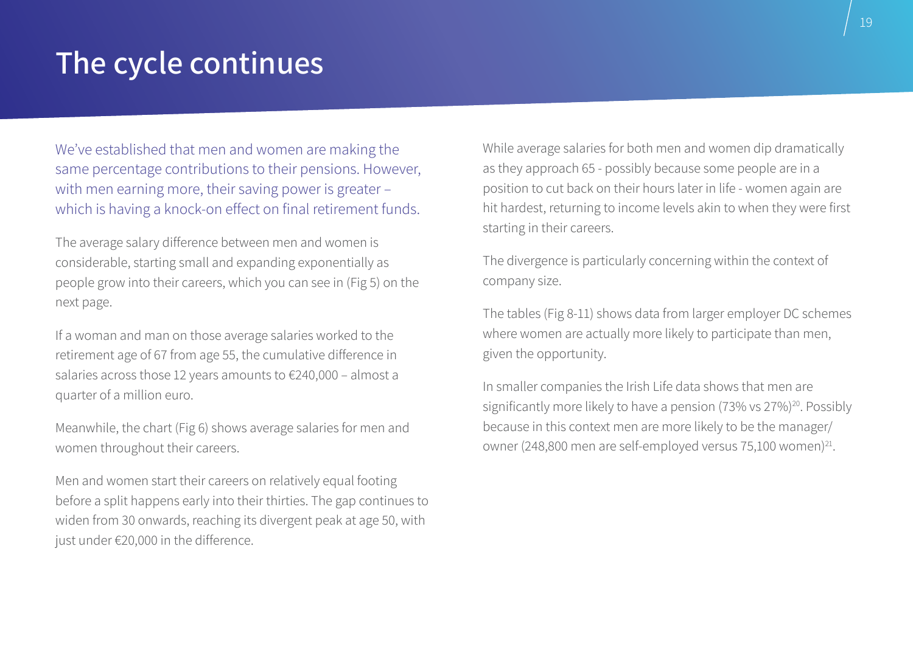# The cycle continues

We've established that men and women are making the same percentage contributions to their pensions. However, with men earning more, their saving power is greater – which is having a knock-on effect on final retirement funds.

The average salary difference between men and women is considerable, starting small and expanding exponentially as people grow into their careers, which you can see in (Fig 5) on the next page.

If a woman and man on those average salaries worked to the retirement age of 67 from age 55, the cumulative difference in salaries across those 12 years amounts to €240,000 – almost a quarter of a million euro.

Meanwhile, the chart (Fig 6) shows average salaries for men and women throughout their careers.

Men and women start their careers on relatively equal footing before a split happens early into their thirties. The gap continues to widen from 30 onwards, reaching its divergent peak at age 50, with just under €20,000 in the difference.

While average salaries for both men and women dip dramatically as they approach 65 - possibly because some people are in a position to cut back on their hours later in life - women again are hit hardest, returning to income levels akin to when they were first starting in their careers.

The divergence is particularly concerning within the context of company size.

The tables (Fig 8-11) shows data from larger employer DC schemes where women are actually more likely to participate than men, given the opportunity.

In smaller companies the Irish Life data shows that men are significantly more likely to have a pension (73% vs 27%)[20]. Possibly because in this context men are more likely to be the manager/owner (248,800 men are self-employed versus 75,100 women)[21].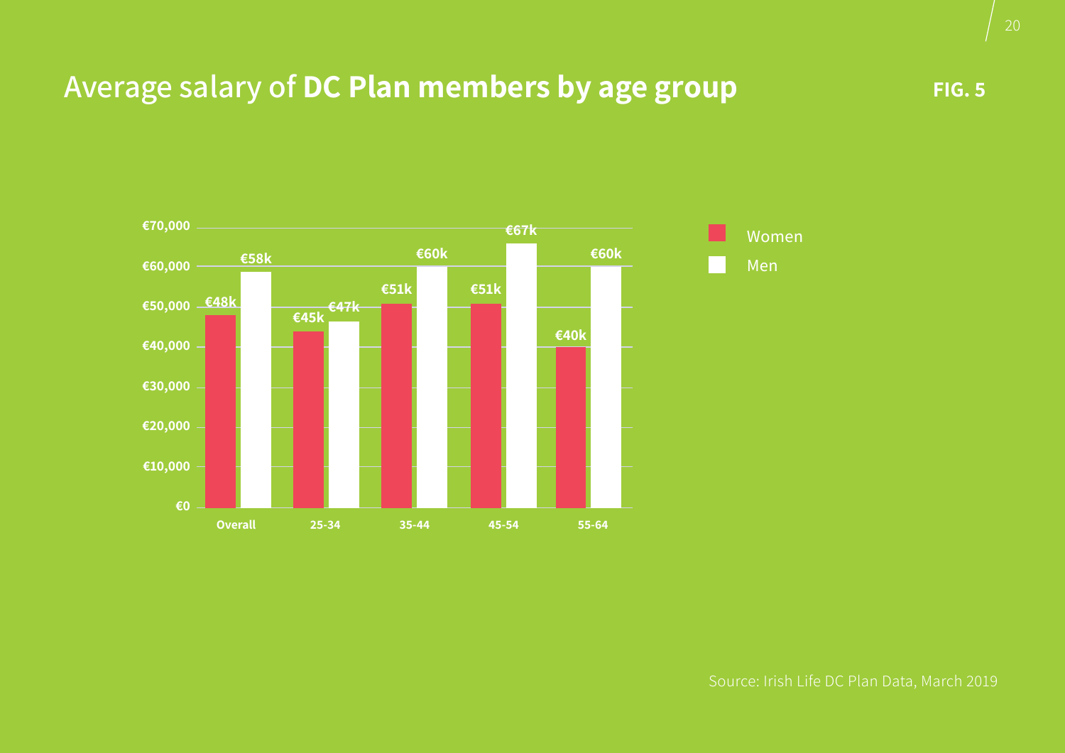## Average salary of **DC Plan members by age group**

**FIG. 5**

| | Women | Men |
|---|---|---|
| Overall | €48k | €58k |
| 25-34 | €45k | €47k |
| 35-44 | €51k | €60k |
| 45-54 | €51k | €67k |
| 55-64 | €40k | €60k |

Source: Irish Life DC Plan Data, March 2019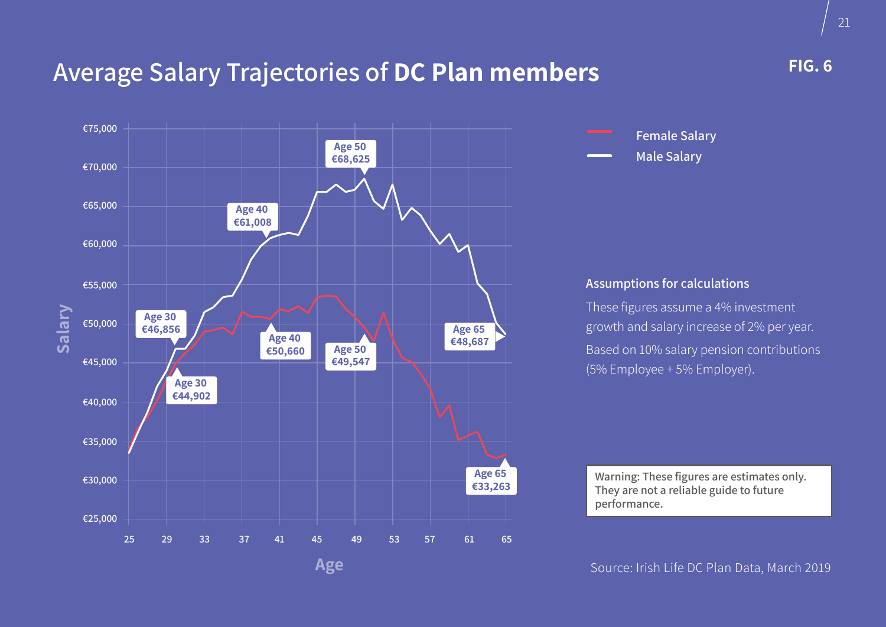## Average Salary Trajectories of **DC Plan members**

**FIG. 6**

Female Salary

Male Salary

Age 30 €46,856

Age 30 €44,902

Age 40 €61,008

Age 40 €50,660

Age 50 €68,625

Age 50 €49,547

Age 65 €48,687

Age 65 €33,263

Salary

Age

### Assumptions for calculations

These figures assume a 4% investment growth and salary increase of 2% per year.

Based on 10% salary pension contributions (5% Employee + 5% Employer).

Warning: These figures are estimates only. They are not a reliable guide to future performance.

Source: Irish Life DC Plan Data, March 2019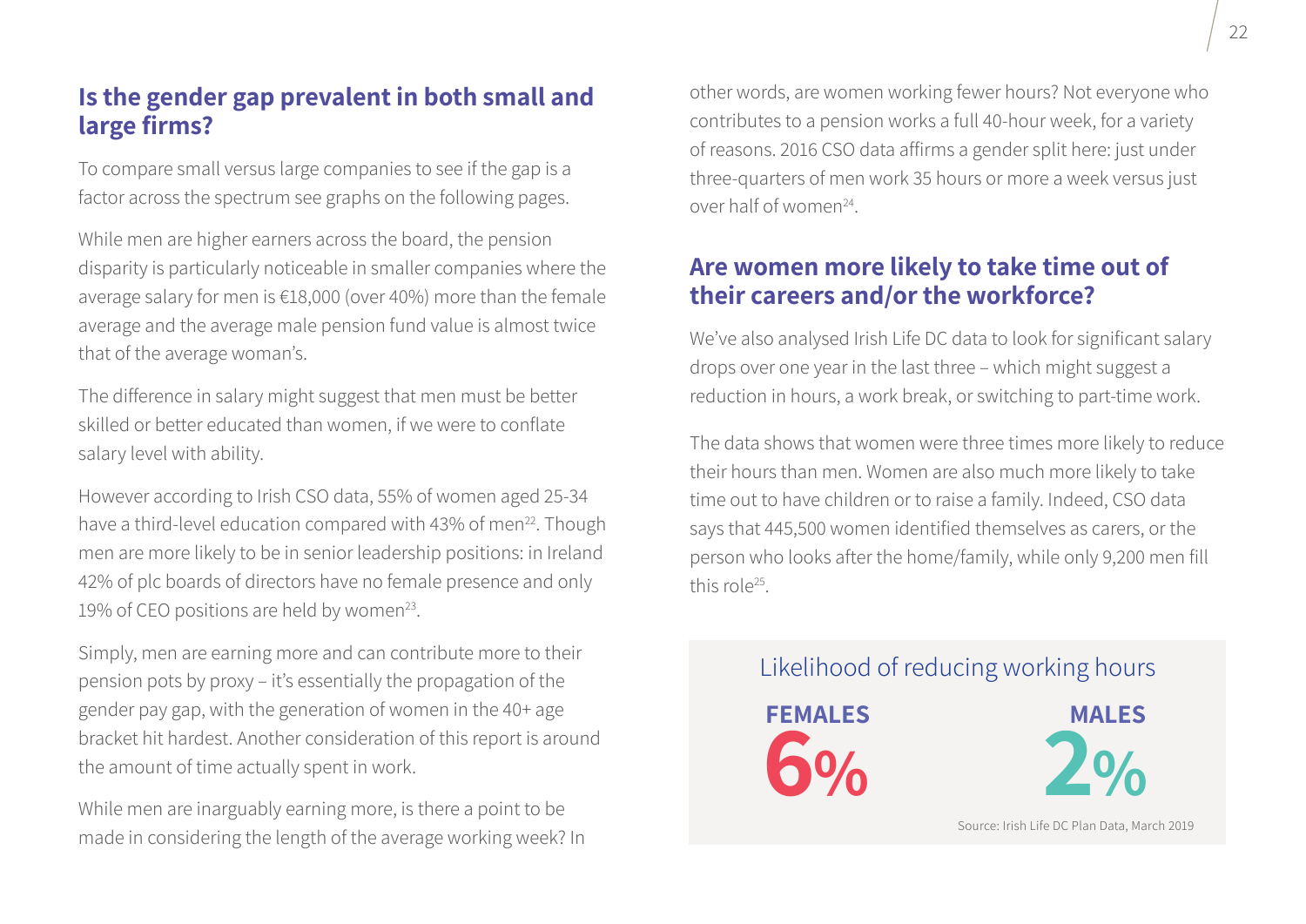## Is the gender gap prevalent in both small and large firms?

To compare small versus large companies to see if the gap is a factor across the spectrum see graphs on the following pages.

While men are higher earners across the board, the pension disparity is particularly noticeable in smaller companies where the average salary for men is €18,000 (over 40%) more than the female average and the average male pension fund value is almost twice that of the average woman's.

The difference in salary might suggest that men must be better skilled or better educated than women, if we were to conflate salary level with ability.

However according to Irish CSO data, 55% of women aged 25-34 have a third-level education compared with 43% of men[22]. Though men are more likely to be in senior leadership positions: in Ireland 42% of plc boards of directors have no female presence and only 19% of CEO positions are held by women[23].

Simply, men are earning more and can contribute more to their pension pots by proxy – it's essentially the propagation of the gender pay gap, with the generation of women in the 40+ age bracket hit hardest. Another consideration of this report is around the amount of time actually spent in work.

While men are inarguably earning more, is there a point to be made in considering the length of the average working week? In other words, are women working fewer hours? Not everyone who contributes to a pension works a full 40-hour week, for a variety of reasons. 2016 CSO data affirms a gender split here: just under three-quarters of men work 35 hours or more a week versus just over half of women[24].

## Are women more likely to take time out of their careers and/or the workforce?

We've also analysed Irish Life DC data to look for significant salary drops over one year in the last three – which might suggest a reduction in hours, a work break, or switching to part-time work.

The data shows that women were three times more likely to reduce their hours than men. Women are also much more likely to take time out to have children or to raise a family. Indeed, CSO data says that 445,500 women identified themselves as carers, or the person who looks after the home/family, while only 9,200 men fill this role[25].

### Likelihood of reducing working hours

| FEMALES | MALES |
|---|---|
| 6% | 2% |

Source: Irish Life DC Plan Data, March 2019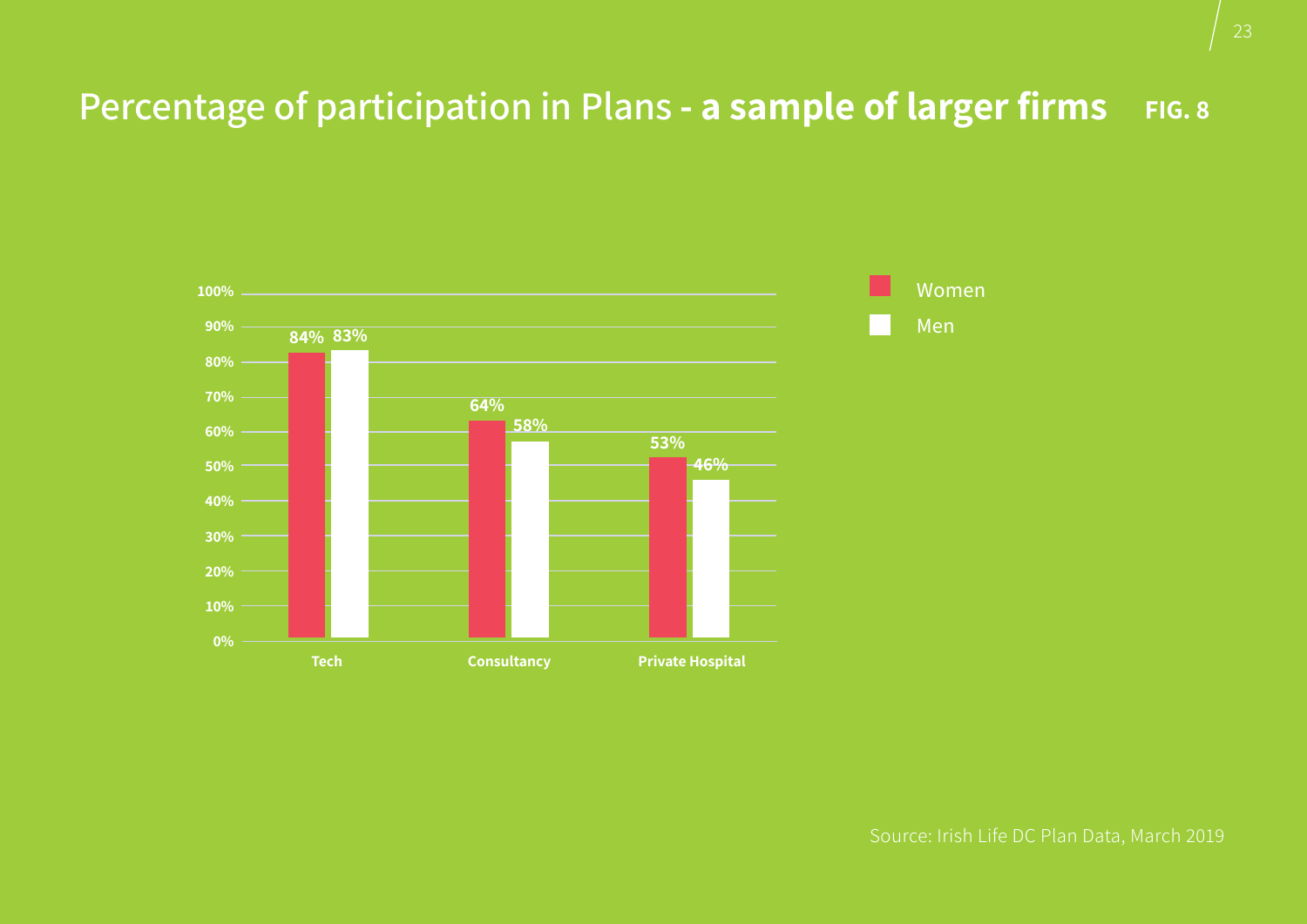# Percentage of participation in Plans - **a sample of larger firms** FIG. 8

| | Women | Men |
|---|---|---|
| Tech | 84% | 83% |
| Consultancy | 64% | 58% |
| Private Hospital | 53% | 46% |

Source: Irish Life DC Plan Data, March 2019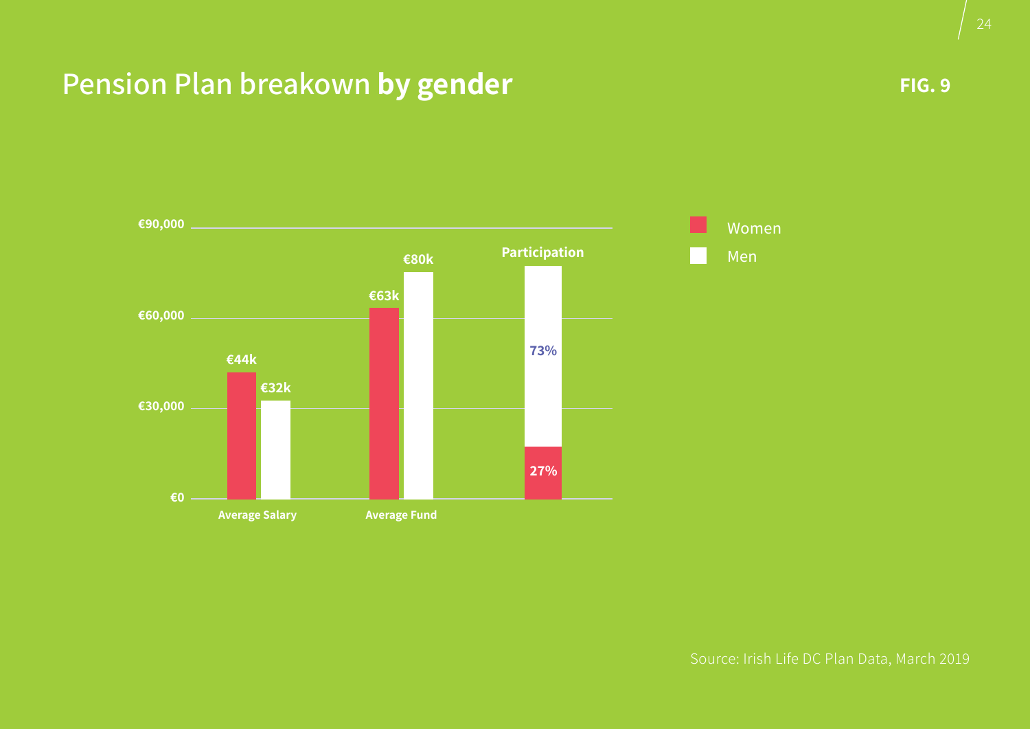# Pension Plan breakown **by gender**

**FIG. 9**

| | Women | Men |
|---|---|---|
| Average Salary | €44k | €32k |
| Average Fund | €63k | €80k |
| Participation | 27% | 73% |

Source: Irish Life DC Plan Data, March 2019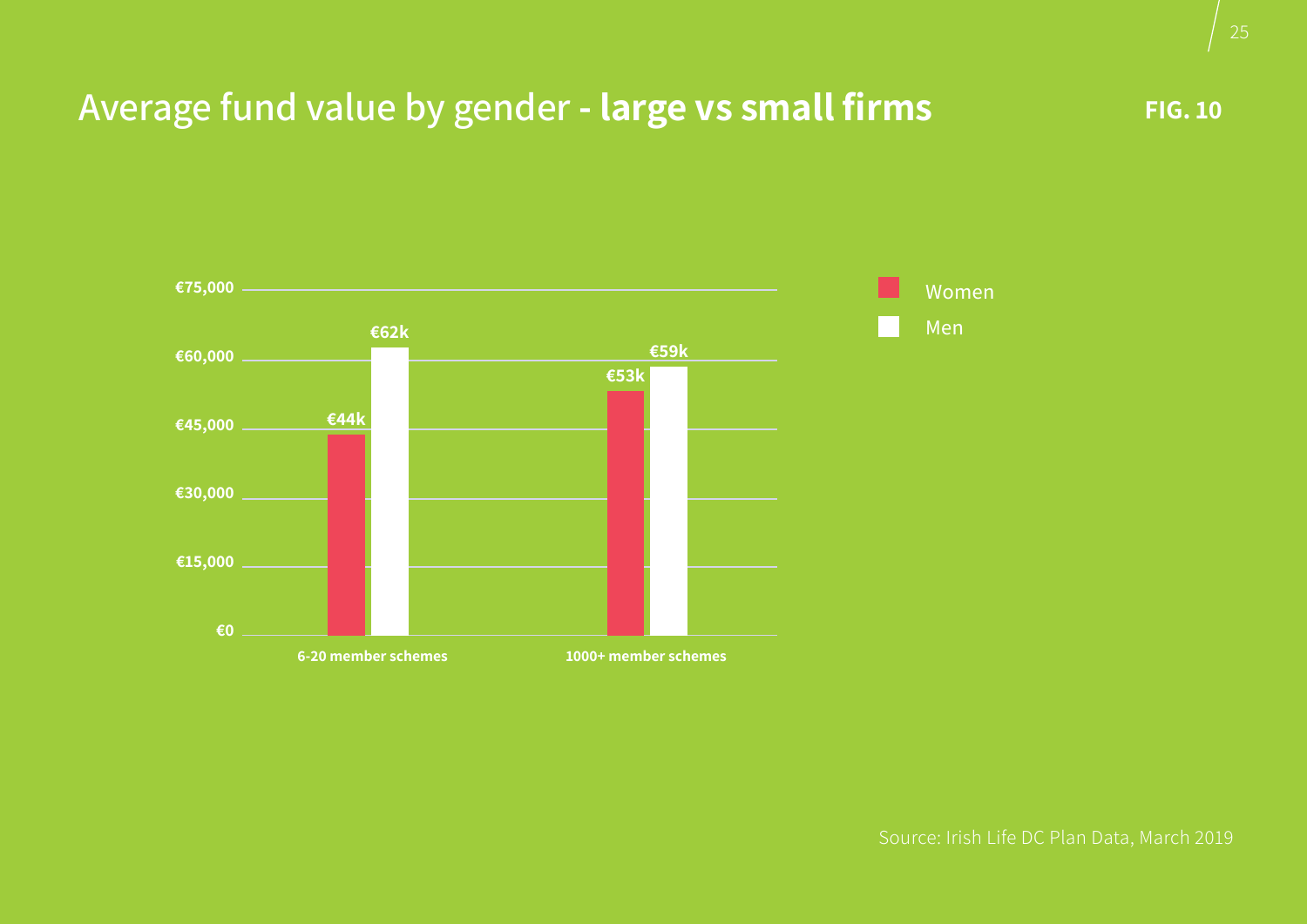# Average fund value by gender - **large vs small firms**

**FIG. 10**

| | Women | Men |
|---|---|---|
| 6-20 member schemes | €44k | €62k |
| 1000+ member schemes | €53k | €59k |

Source: Irish Life DC Plan Data, March 2019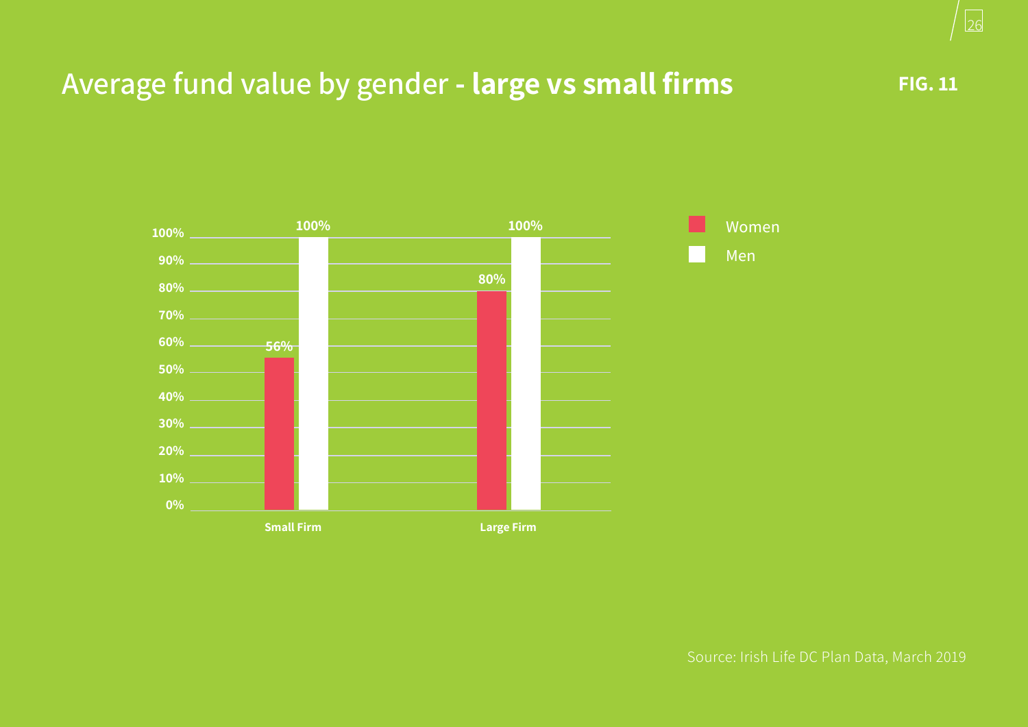## Average fund value by gender - **large vs small firms**

**FIG. 11**

| | Women | Men |
|---|---|---|
| Small Firm | 56% | 100% |
| Large Firm | 80% | 100% |

Source: Irish Life DC Plan Data, March 2019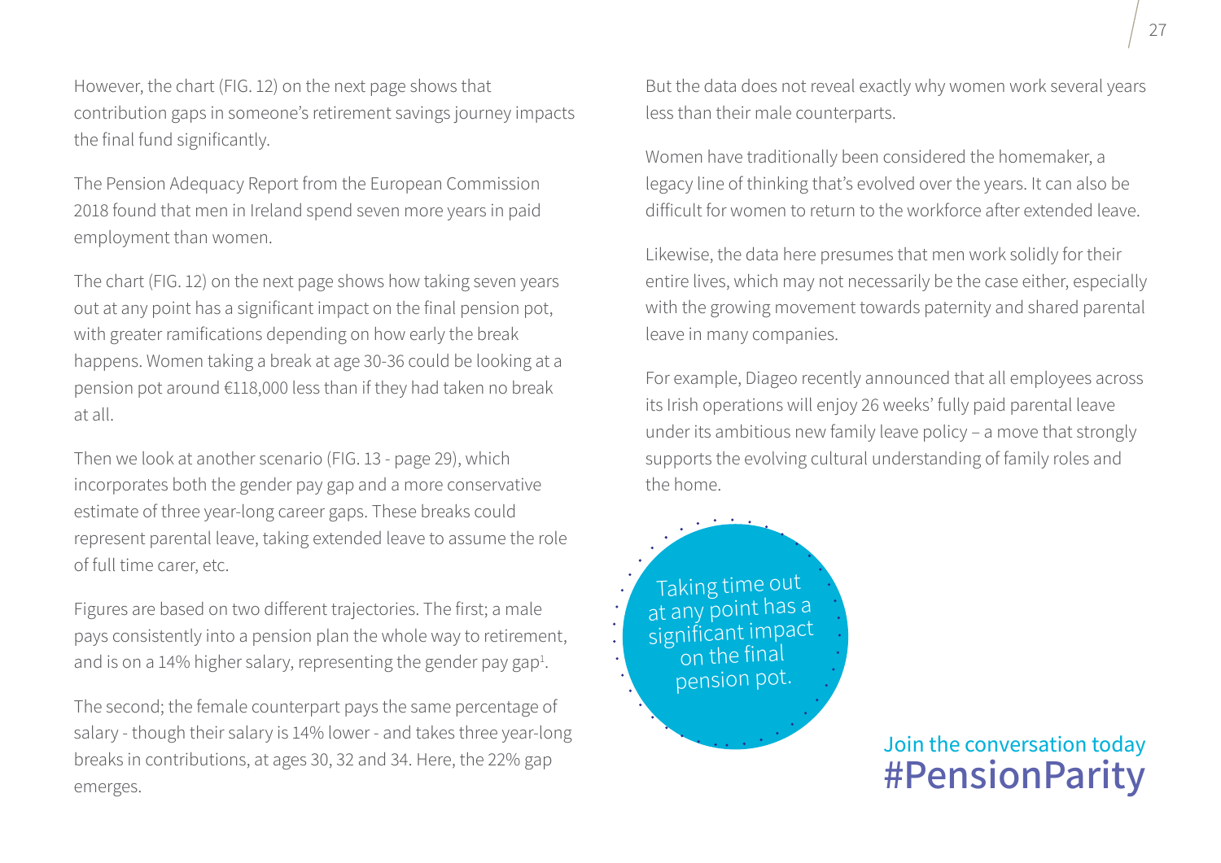However, the chart (FIG. 12) on the next page shows that contribution gaps in someone's retirement savings journey impacts the final fund significantly.

The Pension Adequacy Report from the European Commission 2018 found that men in Ireland spend seven more years in paid employment than women.

The chart (FIG. 12) on the next page shows how taking seven years out at any point has a significant impact on the final pension pot, with greater ramifications depending on how early the break happens. Women taking a break at age 30-36 could be looking at a pension pot around €118,000 less than if they had taken no break at all.

Then we look at another scenario (FIG. 13 - page 29), which incorporates both the gender pay gap and a more conservative estimate of three year-long career gaps. These breaks could represent parental leave, taking extended leave to assume the role of full time carer, etc.

Figures are based on two different trajectories. The first; a male pays consistently into a pension plan the whole way to retirement, and is on a 14% higher salary, representing the gender pay gap[1].

The second; the female counterpart pays the same percentage of salary - though their salary is 14% lower - and takes three year-long breaks in contributions, at ages 30, 32 and 34. Here, the 22% gap emerges.

But the data does not reveal exactly why women work several years less than their male counterparts.

Women have traditionally been considered the homemaker, a legacy line of thinking that's evolved over the years. It can also be difficult for women to return to the workforce after extended leave.

Likewise, the data here presumes that men work solidly for their entire lives, which may not necessarily be the case either, especially with the growing movement towards paternity and shared parental leave in many companies.

For example, Diageo recently announced that all employees across its Irish operations will enjoy 26 weeks' fully paid parental leave under its ambitious new family leave policy – a move that strongly supports the evolving cultural understanding of family roles and the home.

Taking time out at any point has a significant impact on the final pension pot.

Join the conversation today
#PensionParity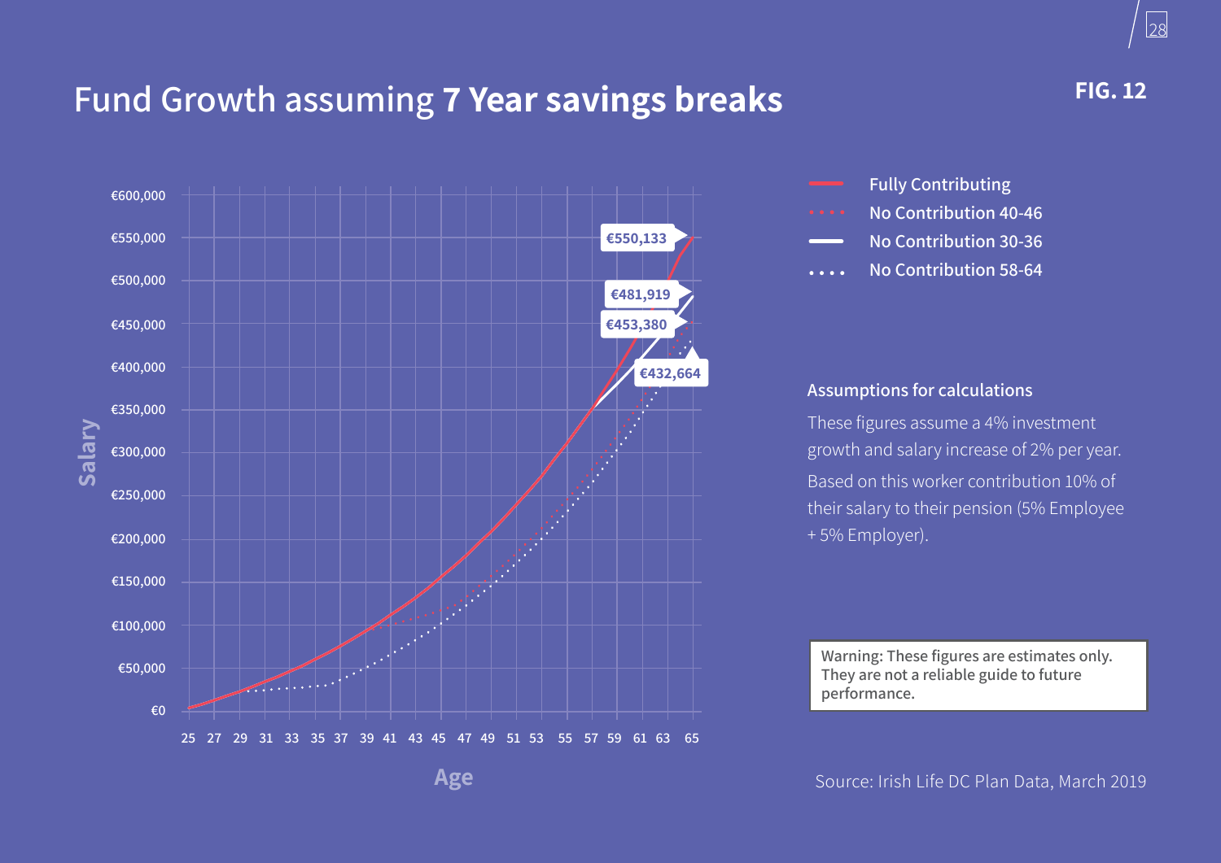# Fund Growth assuming **7 Year savings breaks**

**FIG. 12**

Salary

€600,000
€550,000
€500,000
€450,000
€400,000
€350,000
€300,000
€250,000
€200,000
€150,000
€100,000
€50,000
€0

25 27 29 31 33 35 37 39 41 43 45 47 49 51 53 55 57 59 61 63 65

Age

€550,133
€481,919
€453,380
€432,664

- Fully Contributing
- No Contribution 40-46
- No Contribution 30-36
- No Contribution 58-64

### Assumptions for calculations

These figures assume a 4% investment growth and salary increase of 2% per year.

Based on this worker contribution 10% of their salary to their pension (5% Employee + 5% Employer).

> Warning: These figures are estimates only. They are not a reliable guide to future performance.

Source: Irish Life DC Plan Data, March 2019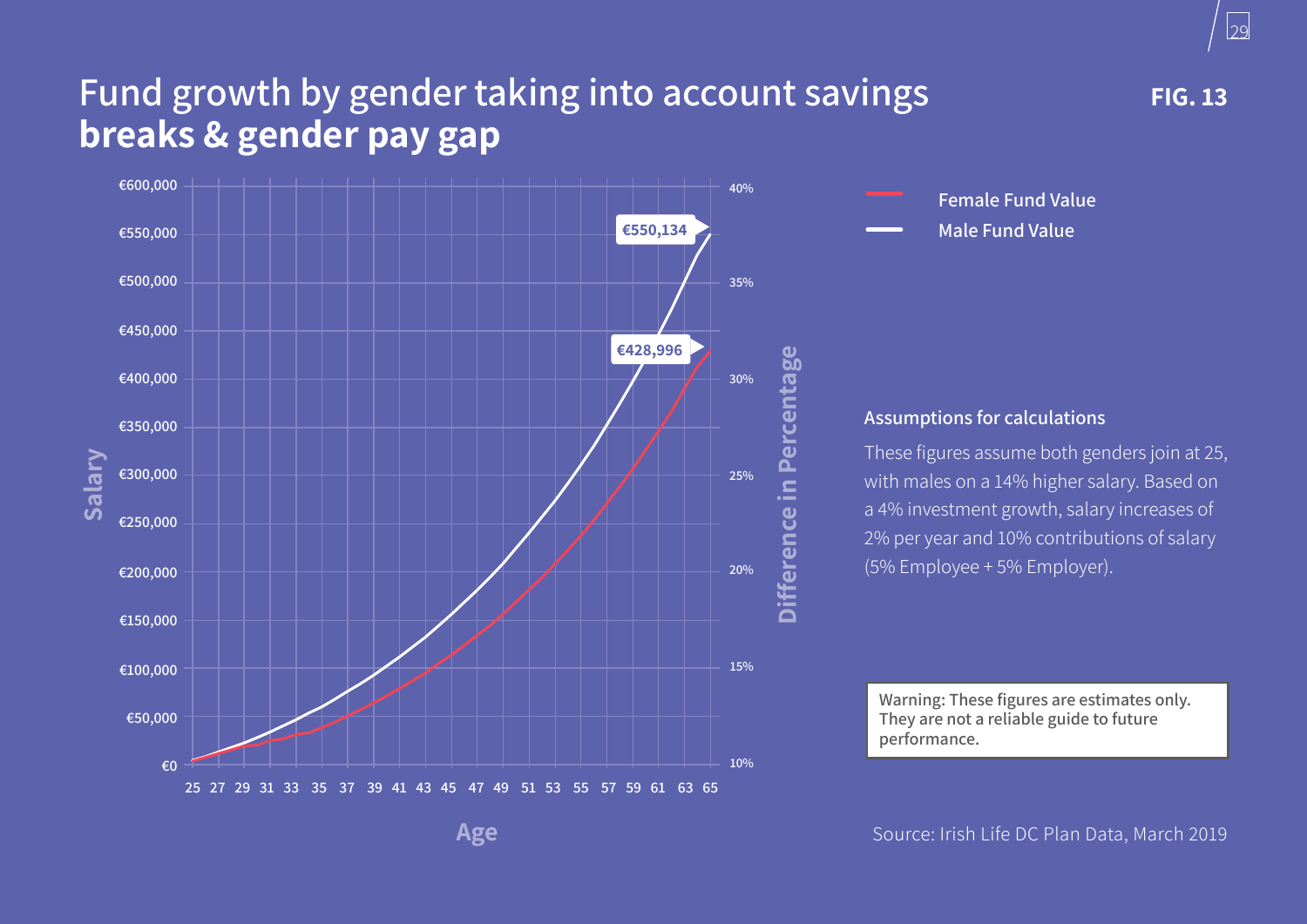# Fund growth by gender taking into account savings **breaks & gender pay gap**

**FIG. 13**

Female Fund Value

Male Fund Value

€550,134

€428,996

Salary: €0, €50,000, €100,000, €150,000, €200,000, €250,000, €300,000, €350,000, €400,000, €450,000, €500,000, €550,000, €600,000

Difference in Percentage: 10%, 15%, 20%, 25%, 30%, 35%, 40%

Age: 25 27 29 31 33 35 37 39 41 43 45 47 49 51 53 55 57 59 61 63 65

### Assumptions for calculations

These figures assume both genders join at 25, with males on a 14% higher salary. Based on a 4% investment growth, salary increases of 2% per year and 10% contributions of salary (5% Employee + 5% Employer).

> Warning: These figures are estimates only. They are not a reliable guide to future performance.

Source: Irish Life DC Plan Data, March 2019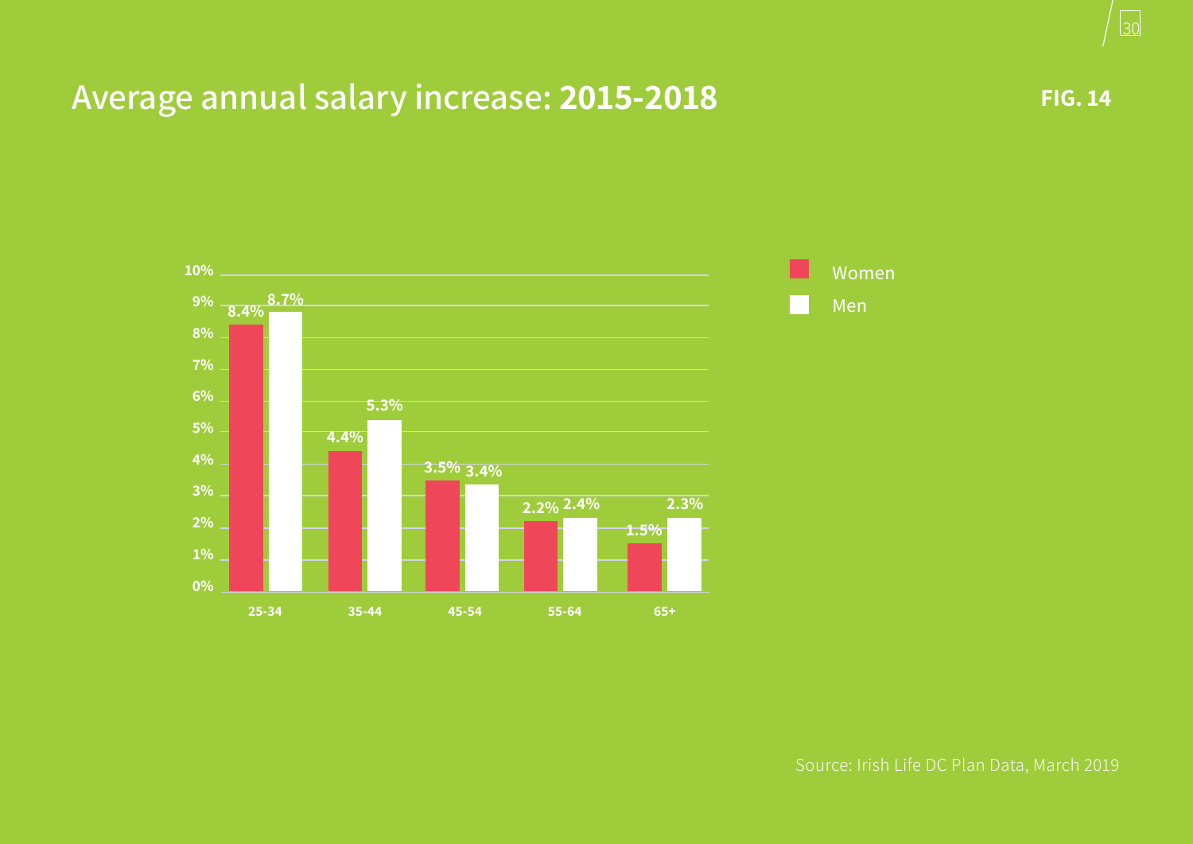## Average annual salary increase: **2015-2018**

**FIG. 14**

| Age group | Women | Men |
|---|---|---|
| 25-34 | 8.4% | 8.7% |
| 35-44 | 4.4% | 5.3% |
| 45-54 | 3.5% | 3.4% |
| 55-64 | 2.2% | 2.4% |
| 65+ | 1.5% | 2.3% |

Source: Irish Life DC Plan Data, March 2019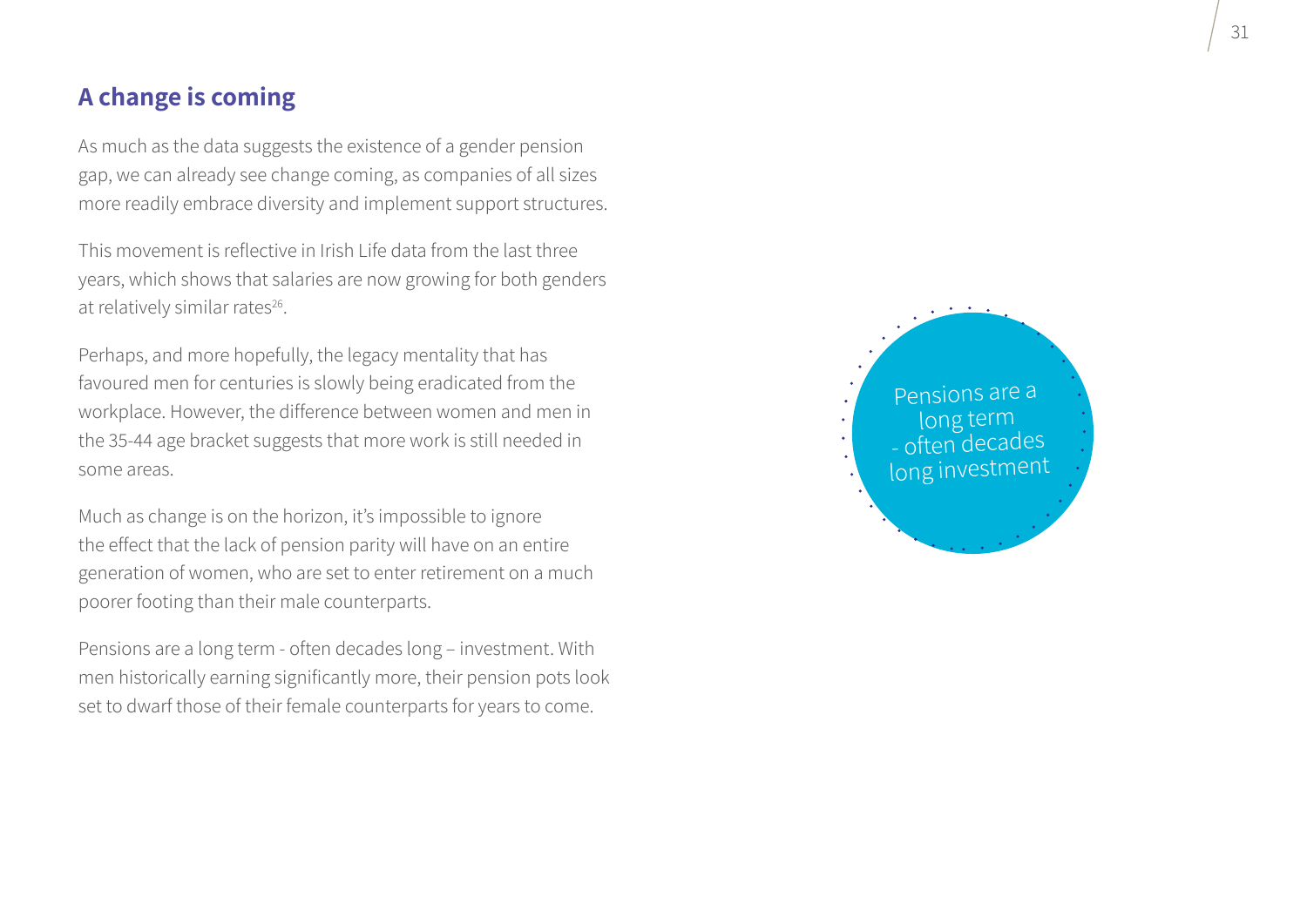## A change is coming

As much as the data suggests the existence of a gender pension gap, we can already see change coming, as companies of all sizes more readily embrace diversity and implement support structures.

This movement is reflective in Irish Life data from the last three years, which shows that salaries are now growing for both genders at relatively similar rates[26].

Perhaps, and more hopefully, the legacy mentality that has favoured men for centuries is slowly being eradicated from the workplace. However, the difference between women and men in the 35-44 age bracket suggests that more work is still needed in some areas.

Much as change is on the horizon, it's impossible to ignore the effect that the lack of pension parity will have on an entire generation of women, who are set to enter retirement on a much poorer footing than their male counterparts.

Pensions are a long term - often decades long – investment. With men historically earning significantly more, their pension pots look set to dwarf those of their female counterparts for years to come.

Pensions are a long term - often decades long investment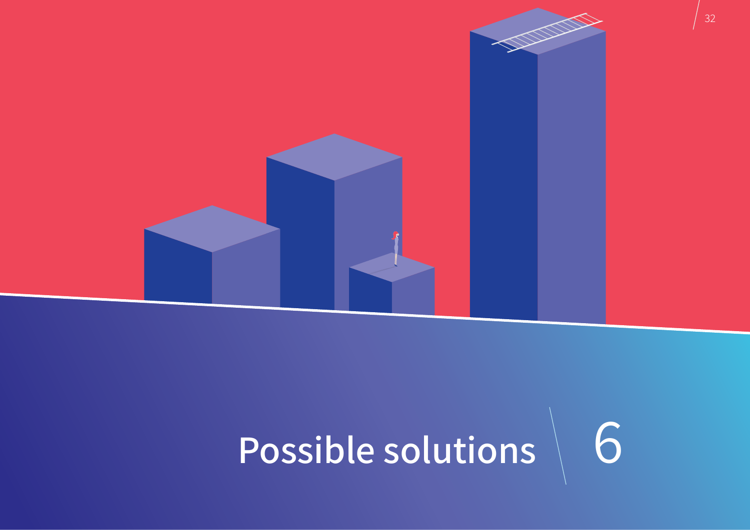# Possible solutions 6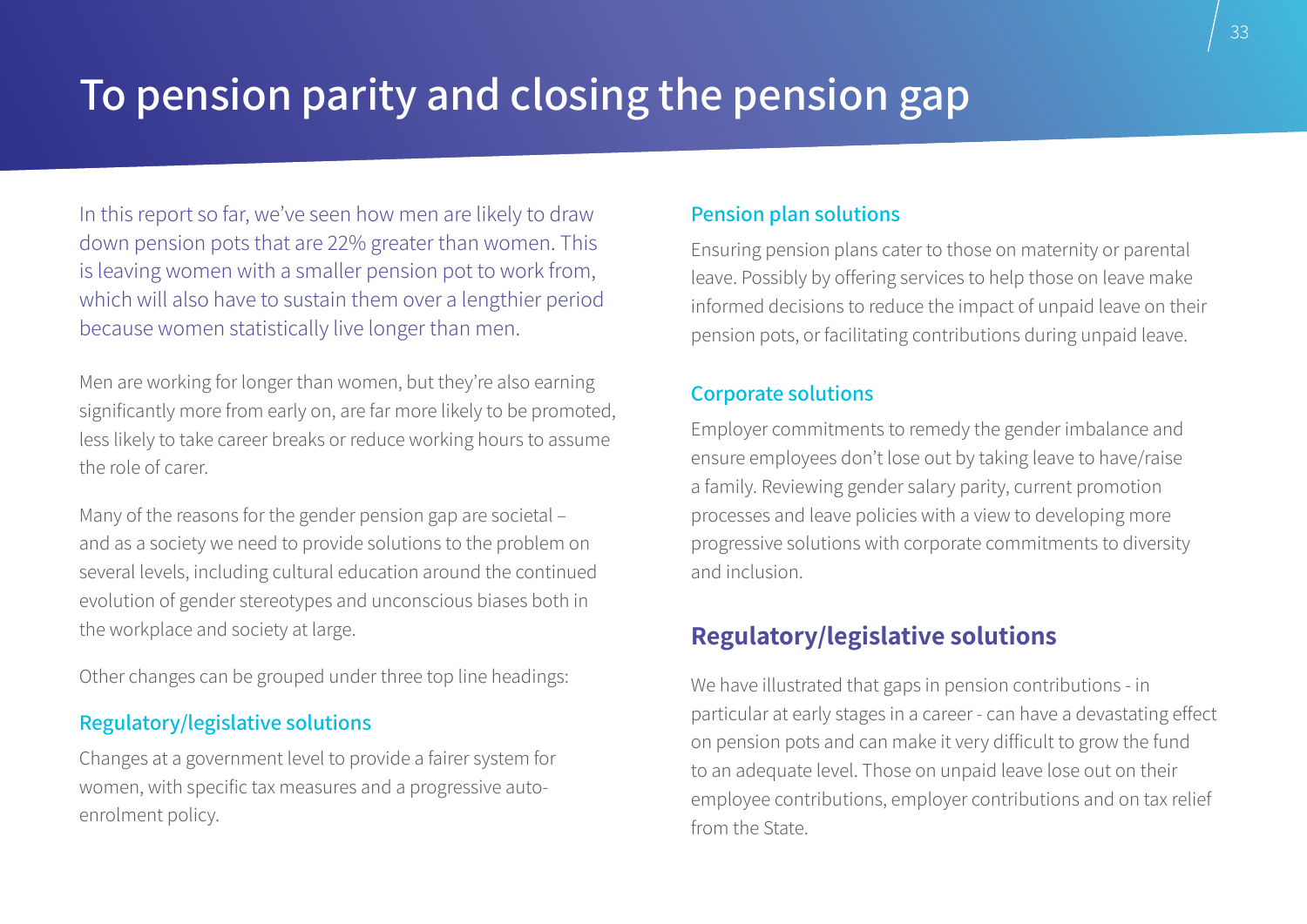# To pension parity and closing the pension gap

In this report so far, we've seen how men are likely to draw down pension pots that are 22% greater than women. This is leaving women with a smaller pension pot to work from, which will also have to sustain them over a lengthier period because women statistically live longer than men.

Men are working for longer than women, but they're also earning significantly more from early on, are far more likely to be promoted, less likely to take career breaks or reduce working hours to assume the role of carer.

Many of the reasons for the gender pension gap are societal – and as a society we need to provide solutions to the problem on several levels, including cultural education around the continued evolution of gender stereotypes and unconscious biases both in the workplace and society at large.

Other changes can be grouped under three top line headings:

### Regulatory/legislative solutions

Changes at a government level to provide a fairer system for women, with specific tax measures and a progressive auto-enrolment policy.

### Pension plan solutions

Ensuring pension plans cater to those on maternity or parental leave. Possibly by offering services to help those on leave make informed decisions to reduce the impact of unpaid leave on their pension pots, or facilitating contributions during unpaid leave.

### Corporate solutions

Employer commitments to remedy the gender imbalance and ensure employees don't lose out by taking leave to have/raise a family. Reviewing gender salary parity, current promotion processes and leave policies with a view to developing more progressive solutions with corporate commitments to diversity and inclusion.

## Regulatory/legislative solutions

We have illustrated that gaps in pension contributions - in particular at early stages in a career - can have a devastating effect on pension pots and can make it very difficult to grow the fund to an adequate level. Those on unpaid leave lose out on their employee contributions, employer contributions and on tax relief from the State.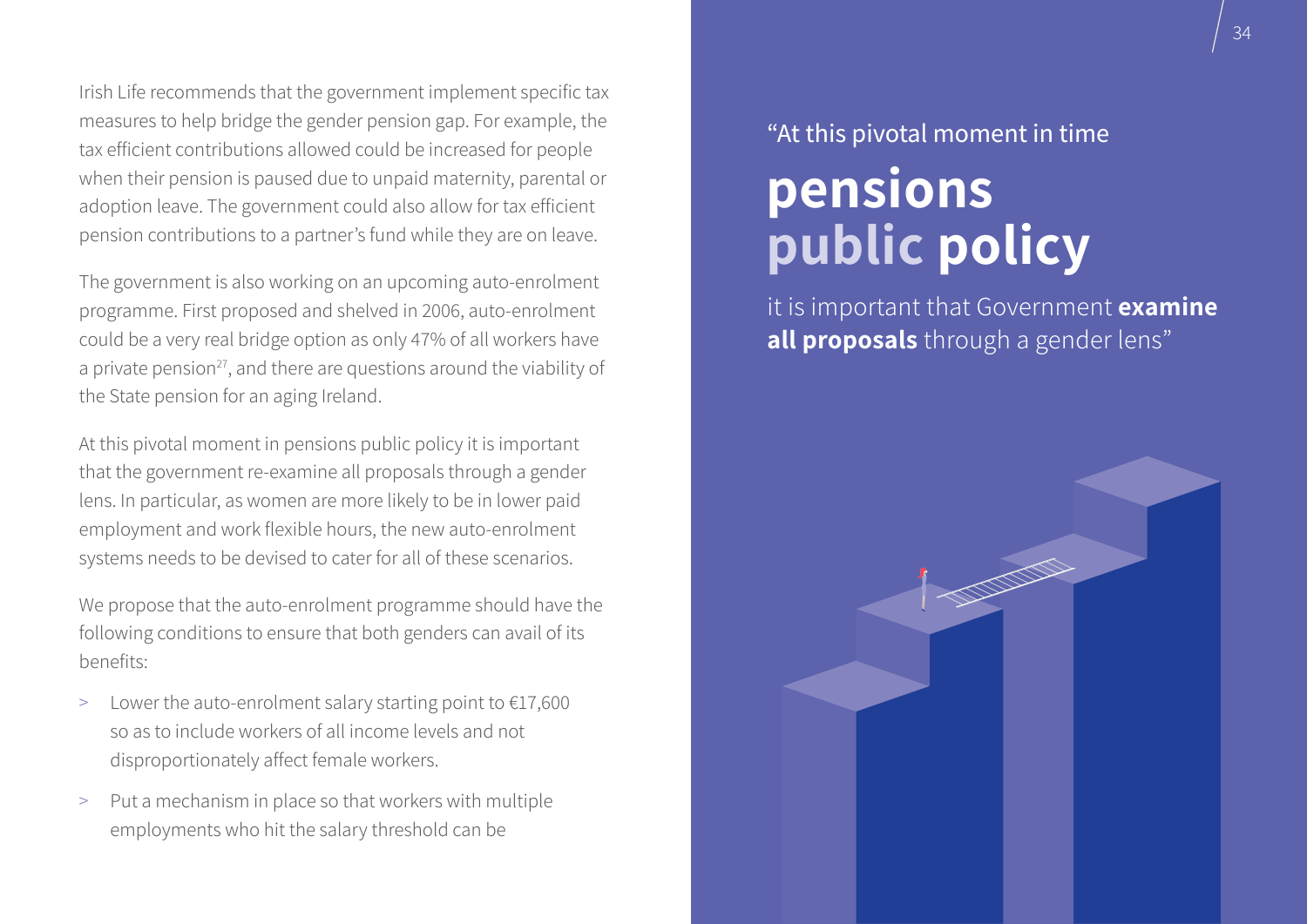Irish Life recommends that the government implement specific tax measures to help bridge the gender pension gap. For example, the tax efficient contributions allowed could be increased for people when their pension is paused due to unpaid maternity, parental or adoption leave. The government could also allow for tax efficient pension contributions to a partner's fund while they are on leave.

The government is also working on an upcoming auto-enrolment programme. First proposed and shelved in 2006, auto-enrolment could be a very real bridge option as only 47% of all workers have a private pension[27], and there are questions around the viability of the State pension for an aging Ireland.

At this pivotal moment in pensions public policy it is important that the government re-examine all proposals through a gender lens. In particular, as women are more likely to be in lower paid employment and work flexible hours, the new auto-enrolment systems needs to be devised to cater for all of these scenarios.

We propose that the auto-enrolment programme should have the following conditions to ensure that both genders can avail of its benefits:

> Lower the auto-enrolment salary starting point to €17,600 so as to include workers of all income levels and not disproportionately affect female workers.

> Put a mechanism in place so that workers with multiple employments who hit the salary threshold can be

"At this pivotal moment in time **pensions public policy** it is important that Government **examine all proposals** through a gender lens"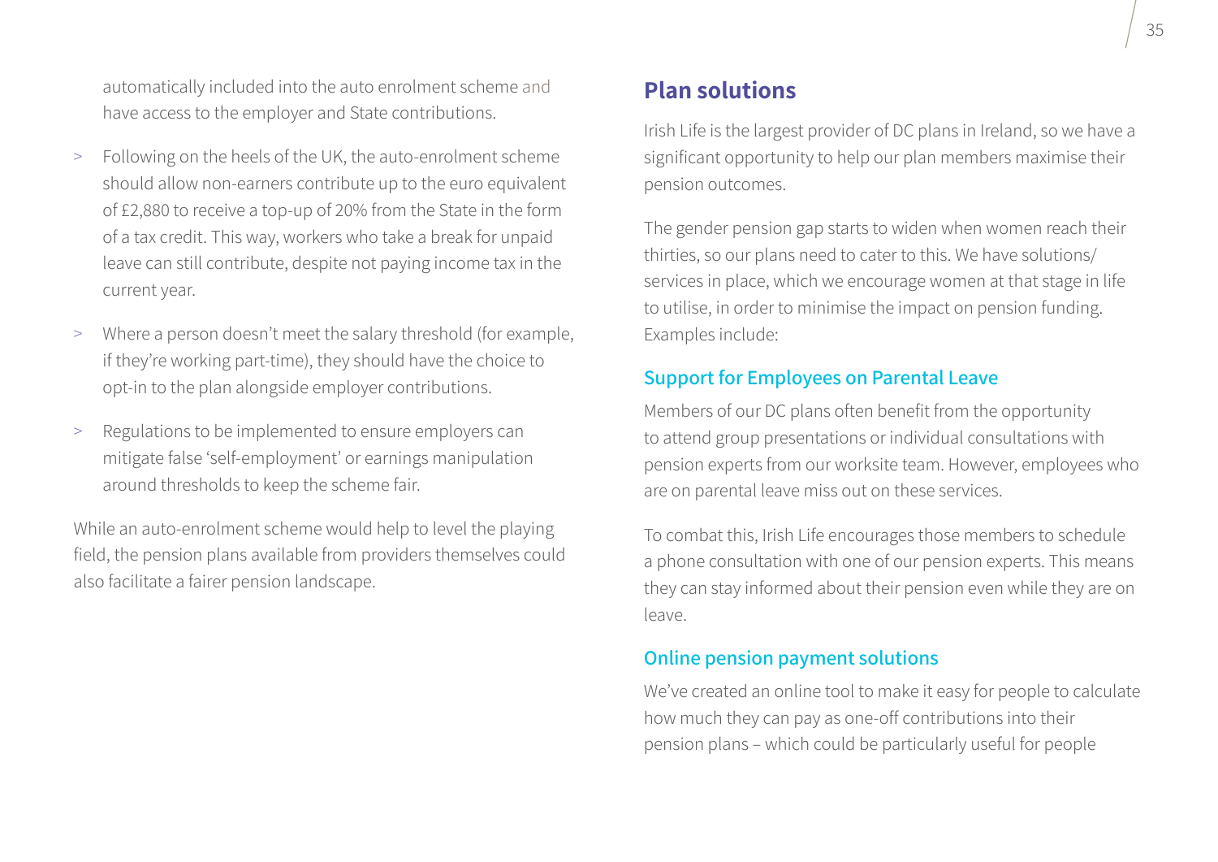automatically included into the auto enrolment scheme and have access to the employer and State contributions.

- Following on the heels of the UK, the auto-enrolment scheme should allow non-earners contribute up to the euro equivalent of £2,880 to receive a top-up of 20% from the State in the form of a tax credit. This way, workers who take a break for unpaid leave can still contribute, despite not paying income tax in the current year.
- Where a person doesn't meet the salary threshold (for example, if they're working part-time), they should have the choice to opt-in to the plan alongside employer contributions.
- Regulations to be implemented to ensure employers can mitigate false 'self-employment' or earnings manipulation around thresholds to keep the scheme fair.

While an auto-enrolment scheme would help to level the playing field, the pension plans available from providers themselves could also facilitate a fairer pension landscape.

## Plan solutions

Irish Life is the largest provider of DC plans in Ireland, so we have a significant opportunity to help our plan members maximise their pension outcomes.

The gender pension gap starts to widen when women reach their thirties, so our plans need to cater to this. We have solutions/services in place, which we encourage women at that stage in life to utilise, in order to minimise the impact on pension funding. Examples include:

### Support for Employees on Parental Leave

Members of our DC plans often benefit from the opportunity to attend group presentations or individual consultations with pension experts from our worksite team. However, employees who are on parental leave miss out on these services.

To combat this, Irish Life encourages those members to schedule a phone consultation with one of our pension experts. This means they can stay informed about their pension even while they are on leave.

### Online pension payment solutions

We've created an online tool to make it easy for people to calculate how much they can pay as one-off contributions into their pension plans – which could be particularly useful for people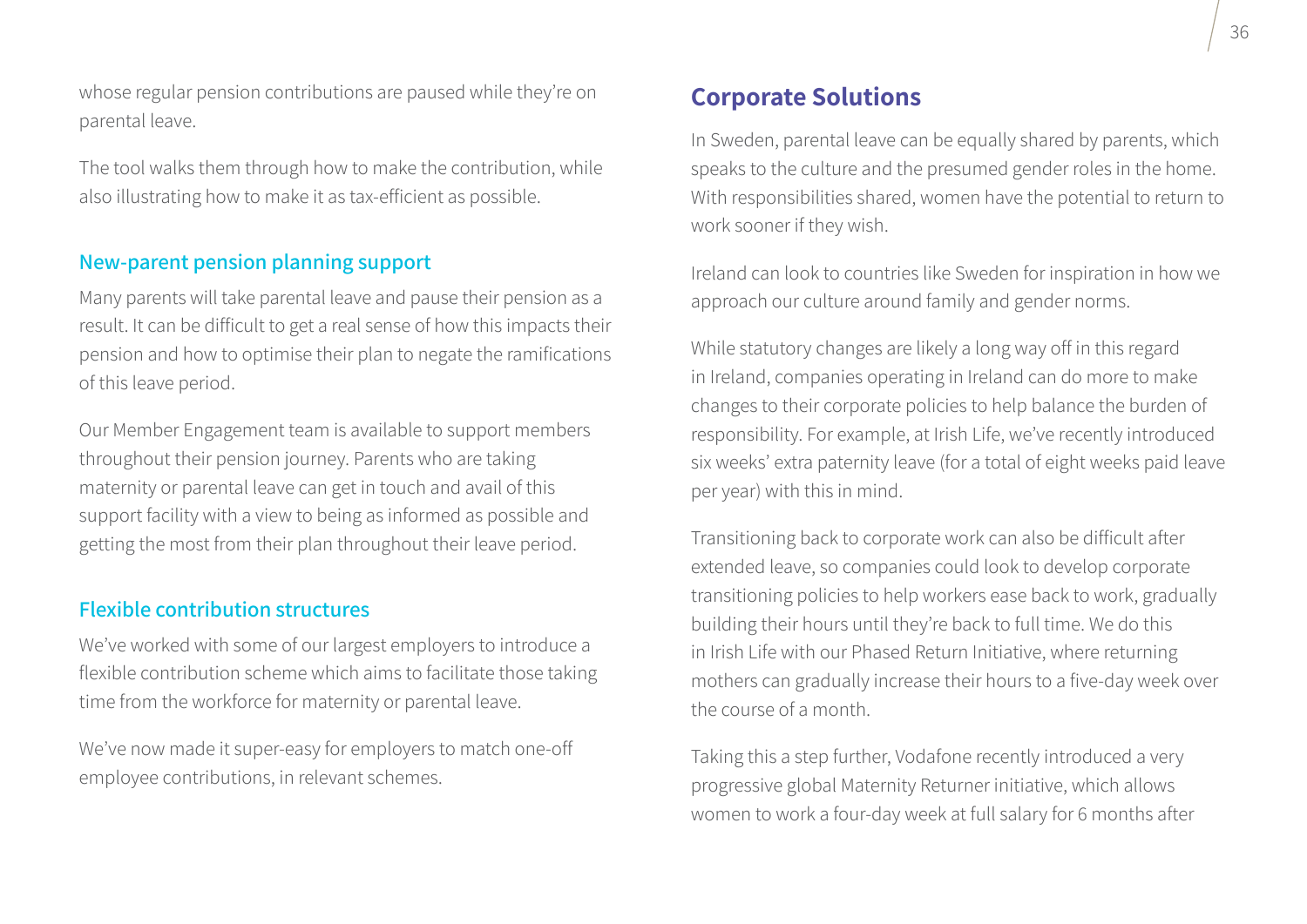whose regular pension contributions are paused while they're on parental leave.

The tool walks them through how to make the contribution, while also illustrating how to make it as tax-efficient as possible.

### New-parent pension planning support

Many parents will take parental leave and pause their pension as a result. It can be difficult to get a real sense of how this impacts their pension and how to optimise their plan to negate the ramifications of this leave period.

Our Member Engagement team is available to support members throughout their pension journey. Parents who are taking maternity or parental leave can get in touch and avail of this support facility with a view to being as informed as possible and getting the most from their plan throughout their leave period.

### Flexible contribution structures

We've worked with some of our largest employers to introduce a flexible contribution scheme which aims to facilitate those taking time from the workforce for maternity or parental leave.

We've now made it super-easy for employers to match one-off employee contributions, in relevant schemes.

## Corporate Solutions

In Sweden, parental leave can be equally shared by parents, which speaks to the culture and the presumed gender roles in the home. With responsibilities shared, women have the potential to return to work sooner if they wish.

Ireland can look to countries like Sweden for inspiration in how we approach our culture around family and gender norms.

While statutory changes are likely a long way off in this regard in Ireland, companies operating in Ireland can do more to make changes to their corporate policies to help balance the burden of responsibility. For example, at Irish Life, we've recently introduced six weeks' extra paternity leave (for a total of eight weeks paid leave per year) with this in mind.

Transitioning back to corporate work can also be difficult after extended leave, so companies could look to develop corporate transitioning policies to help workers ease back to work, gradually building their hours until they're back to full time. We do this in Irish Life with our Phased Return Initiative, where returning mothers can gradually increase their hours to a five-day week over the course of a month.

Taking this a step further, Vodafone recently introduced a very progressive global Maternity Returner initiative, which allows women to work a four-day week at full salary for 6 months after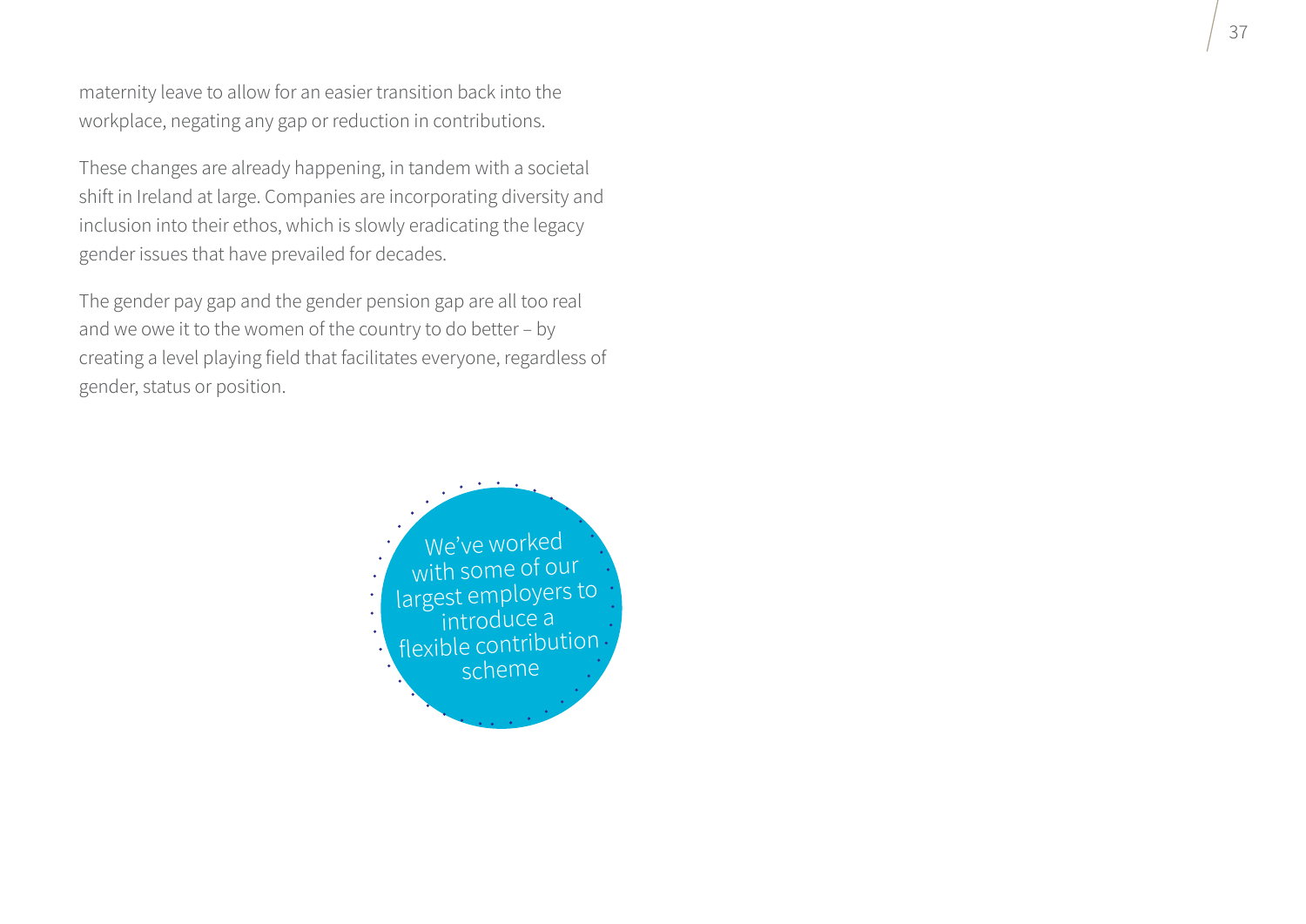maternity leave to allow for an easier transition back into the workplace, negating any gap or reduction in contributions.

These changes are already happening, in tandem with a societal shift in Ireland at large. Companies are incorporating diversity and inclusion into their ethos, which is slowly eradicating the legacy gender issues that have prevailed for decades.

The gender pay gap and the gender pension gap are all too real and we owe it to the women of the country to do better – by creating a level playing field that facilitates everyone, regardless of gender, status or position.

We've worked with some of our largest employers to introduce a flexible contribution scheme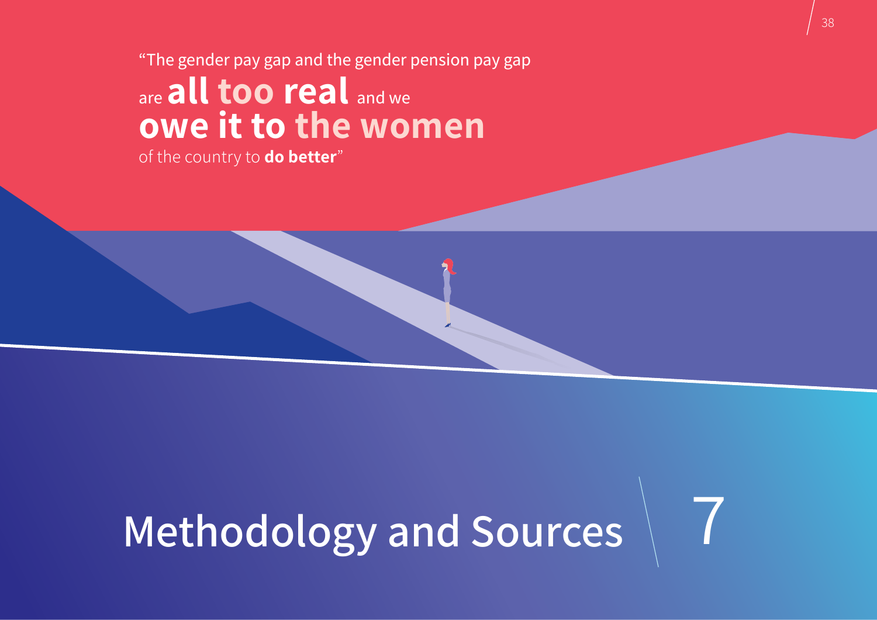"The gender pay gap and the gender pension pay gap are **all too real** and we **owe it to the women** of the country to **do better**"

# Methodology and Sources 7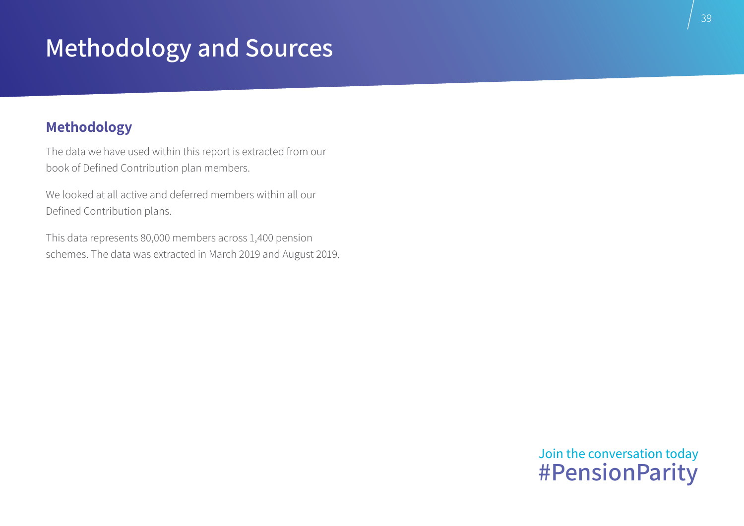# Methodology and Sources

## Methodology

The data we have used within this report is extracted from our book of Defined Contribution plan members.

We looked at all active and deferred members within all our Defined Contribution plans.

This data represents 80,000 members across 1,400 pension schemes. The data was extracted in March 2019 and August 2019.

Join the conversation today
#PensionParity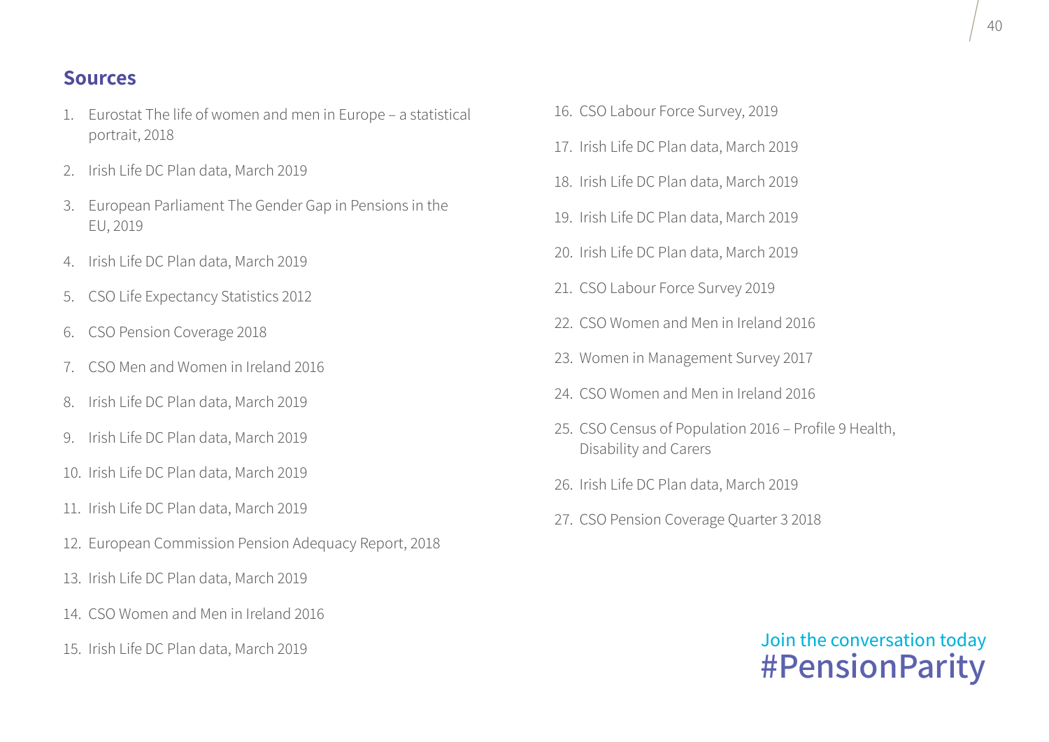## Sources

1. Eurostat The life of women and men in Europe – a statistical portrait, 2018
2. Irish Life DC Plan data, March 2019
3. European Parliament The Gender Gap in Pensions in the EU, 2019
4. Irish Life DC Plan data, March 2019
5. CSO Life Expectancy Statistics 2012
6. CSO Pension Coverage 2018
7. CSO Men and Women in Ireland 2016
8. Irish Life DC Plan data, March 2019
9. Irish Life DC Plan data, March 2019
10. Irish Life DC Plan data, March 2019
11. Irish Life DC Plan data, March 2019
12. European Commission Pension Adequacy Report, 2018
13. Irish Life DC Plan data, March 2019
14. CSO Women and Men in Ireland 2016
15. Irish Life DC Plan data, March 2019
16. CSO Labour Force Survey, 2019
17. Irish Life DC Plan data, March 2019
18. Irish Life DC Plan data, March 2019
19. Irish Life DC Plan data, March 2019
20. Irish Life DC Plan data, March 2019
21. CSO Labour Force Survey 2019
22. CSO Women and Men in Ireland 2016
23. Women in Management Survey 2017
24. CSO Women and Men in Ireland 2016
25. CSO Census of Population 2016 – Profile 9 Health, Disability and Carers
26. Irish Life DC Plan data, March 2019
27. CSO Pension Coverage Quarter 3 2018

Join the conversation today
**#PensionParity**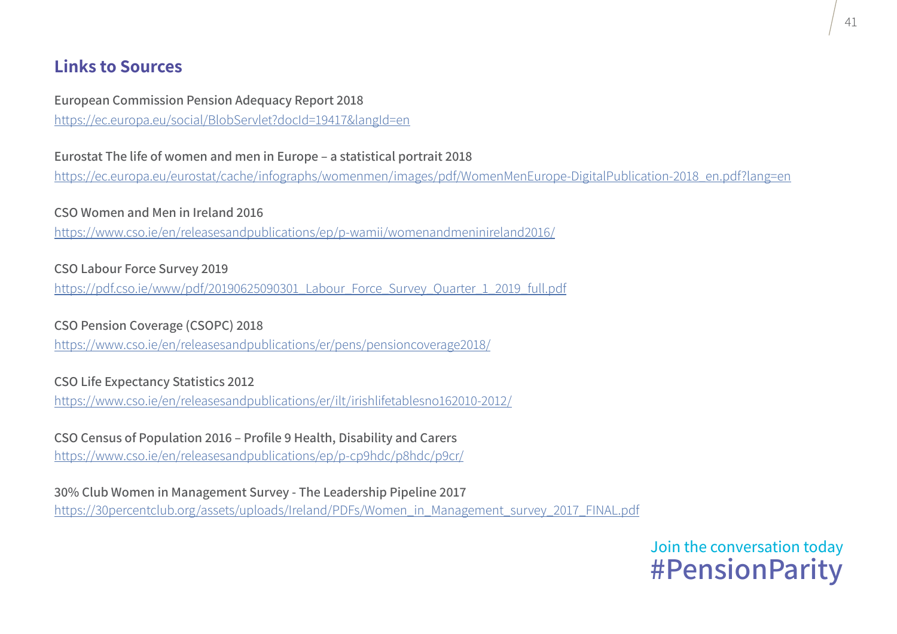## Links to Sources

**European Commission Pension Adequacy Report 2018**
https://ec.europa.eu/social/BlobServlet?docId=19417&langId=en

**Eurostat The life of women and men in Europe – a statistical portrait 2018**
https://ec.europa.eu/eurostat/cache/infographs/womenmen/images/pdf/WomenMenEurope-DigitalPublication-2018_en.pdf?lang=en

**CSO Women and Men in Ireland 2016**
https://www.cso.ie/en/releasesandpublications/ep/p-wamii/womenandmeninireland2016/

**CSO Labour Force Survey 2019**
https://pdf.cso.ie/www/pdf/20190625090301_Labour_Force_Survey_Quarter_1_2019_full.pdf

**CSO Pension Coverage (CSOPC) 2018**
https://www.cso.ie/en/releasesandpublications/er/pens/pensioncoverage2018/

**CSO Life Expectancy Statistics 2012**
https://www.cso.ie/en/releasesandpublications/er/ilt/irishlifetablesno162010-2012/

**CSO Census of Population 2016 – Profile 9 Health, Disability and Carers**
https://www.cso.ie/en/releasesandpublications/ep/p-cp9hdc/p8hdc/p9cr/

**30% Club Women in Management Survey - The Leadership Pipeline 2017**
https://30percentclub.org/assets/uploads/Ireland/PDFs/Women_in_Management_survey_2017_FINAL.pdf

Join the conversation today
#PensionParity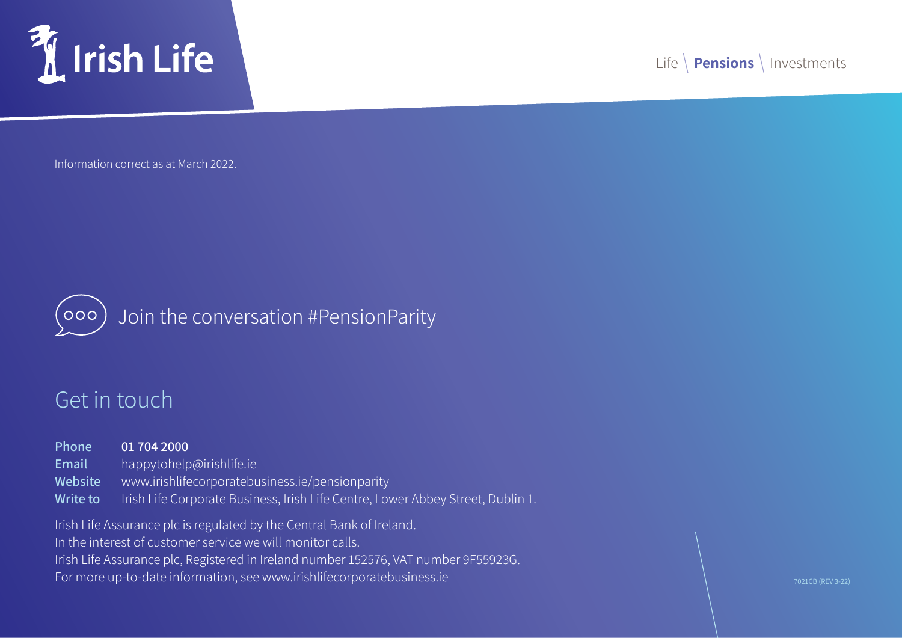Irish Life

Life \ **Pensions** \ Investments

Information correct as at March 2022.

Join the conversation #PensionParity

## Get in touch

**Phone** **01 704 2000**
**Email** happytohelp@irishlife.ie
**Website** www.irishlifecorporatebusiness.ie/pensionparity
**Write to** Irish Life Corporate Business, Irish Life Centre, Lower Abbey Street, Dublin 1.

Irish Life Assurance plc is regulated by the Central Bank of Ireland.
In the interest of customer service we will monitor calls.
Irish Life Assurance plc, Registered in Ireland number 152576, VAT number 9F55923G.
For more up-to-date information, see www.irishlifecorporatebusiness.ie

7021CB (REV 3-22)